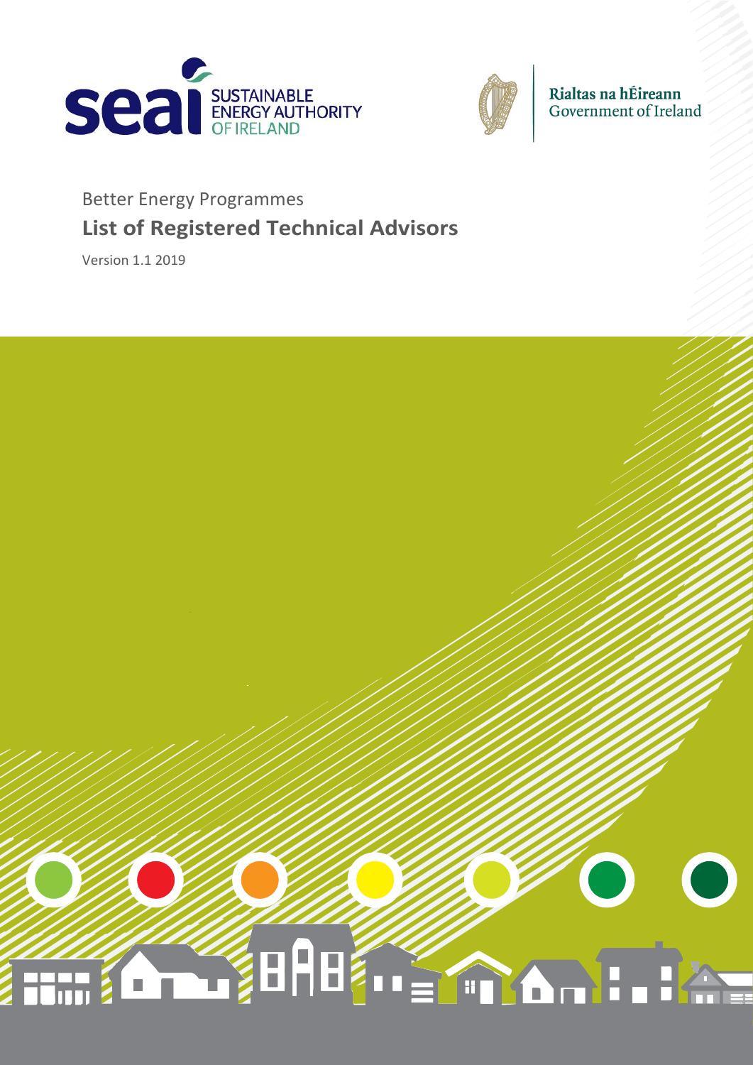SUSTAINABLE ENERGY AUTHORITY OF IRELAND

Rialtas na hÉireann
Government of Ireland

Better Energy Programmes

# List of Registered Technical Advisors

Version 1.1 2019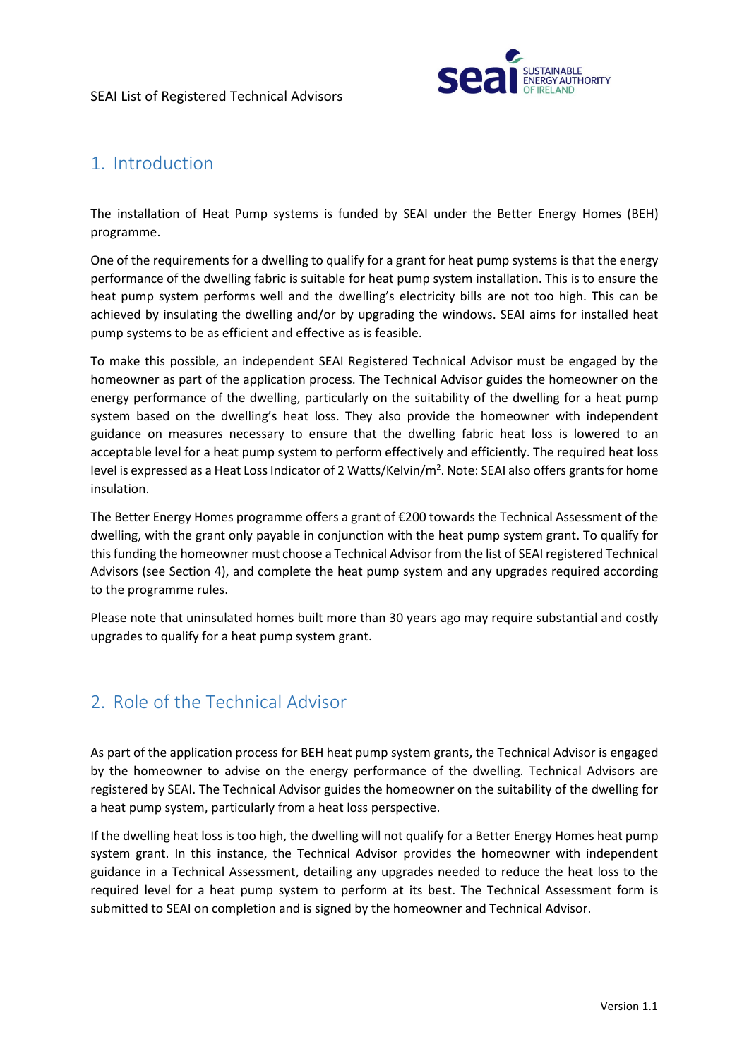## 1. Introduction

The installation of Heat Pump systems is funded by SEAI under the Better Energy Homes (BEH) programme.

One of the requirements for a dwelling to qualify for a grant for heat pump systems is that the energy performance of the dwelling fabric is suitable for heat pump system installation. This is to ensure the heat pump system performs well and the dwelling's electricity bills are not too high. This can be achieved by insulating the dwelling and/or by upgrading the windows. SEAI aims for installed heat pump systems to be as efficient and effective as is feasible.

To make this possible, an independent SEAI Registered Technical Advisor must be engaged by the homeowner as part of the application process. The Technical Advisor guides the homeowner on the energy performance of the dwelling, particularly on the suitability of the dwelling for a heat pump system based on the dwelling's heat loss. They also provide the homeowner with independent guidance on measures necessary to ensure that the dwelling fabric heat loss is lowered to an acceptable level for a heat pump system to perform effectively and efficiently. The required heat loss level is expressed as a Heat Loss Indicator of 2 Watts/Kelvin/$m^2$. Note: SEAI also offers grants for home insulation.

The Better Energy Homes programme offers a grant of €200 towards the Technical Assessment of the dwelling, with the grant only payable in conjunction with the heat pump system grant. To qualify for this funding the homeowner must choose a Technical Advisor from the list of SEAI registered Technical Advisors (see Section 4), and complete the heat pump system and any upgrades required according to the programme rules.

Please note that uninsulated homes built more than 30 years ago may require substantial and costly upgrades to qualify for a heat pump system grant.

## 2. Role of the Technical Advisor

As part of the application process for BEH heat pump system grants, the Technical Advisor is engaged by the homeowner to advise on the energy performance of the dwelling. Technical Advisors are registered by SEAI. The Technical Advisor guides the homeowner on the suitability of the dwelling for a heat pump system, particularly from a heat loss perspective.

If the dwelling heat loss is too high, the dwelling will not qualify for a Better Energy Homes heat pump system grant. In this instance, the Technical Advisor provides the homeowner with independent guidance in a Technical Assessment, detailing any upgrades needed to reduce the heat loss to the required level for a heat pump system to perform at its best. The Technical Assessment form is submitted to SEAI on completion and is signed by the homeowner and Technical Advisor.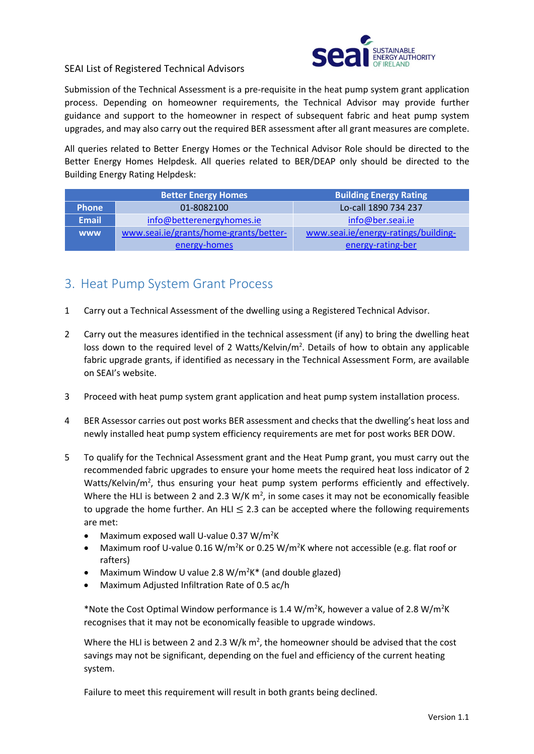SEAI List of Registered Technical Advisors

Submission of the Technical Assessment is a pre-requisite in the heat pump system grant application process. Depending on homeowner requirements, the Technical Advisor may provide further guidance and support to the homeowner in respect of subsequent fabric and heat pump system upgrades, and may also carry out the required BER assessment after all grant measures are complete.

All queries related to Better Energy Homes or the Technical Advisor Role should be directed to the Better Energy Homes Helpdesk. All queries related to BER/DEAP only should be directed to the Building Energy Rating Helpdesk:

| | Better Energy Homes | Building Energy Rating |
|---|---|---|
| **Phone** | 01-8082100 | Lo-call 1890 734 237 |
| **Email** | info@betterenergyhomes.ie | info@ber.seai.ie |
| **www** | www.seai.ie/grants/home-grants/better-energy-homes | www.seai.ie/energy-ratings/building-energy-rating-ber |

## 3. Heat Pump System Grant Process

1. Carry out a Technical Assessment of the dwelling using a Registered Technical Advisor.

2. Carry out the measures identified in the technical assessment (if any) to bring the dwelling heat loss down to the required level of 2 Watts/Kelvin/$m^2$. Details of how to obtain any applicable fabric upgrade grants, if identified as necessary in the Technical Assessment Form, are available on SEAI's website.

3. Proceed with heat pump system grant application and heat pump system installation process.

4. BER Assessor carries out post works BER assessment and checks that the dwelling's heat loss and newly installed heat pump system efficiency requirements are met for post works BER DOW.

5. To qualify for the Technical Assessment grant and the Heat Pump grant, you must carry out the recommended fabric upgrades to ensure your home meets the required heat loss indicator of 2 Watts/Kelvin/$m^2$, thus ensuring your heat pump system performs efficiently and effectively. Where the HLI is between 2 and 2.3 W/K $m^2$, in some cases it may not be economically feasible to upgrade the home further. An HLI $\leq$ 2.3 can be accepted where the following requirements are met:

   - Maximum exposed wall U-value 0.37 W/$m^2$K
   - Maximum roof U-value 0.16 W/$m^2$K or 0.25 W/$m^2$K where not accessible (e.g. flat roof or rafters)
   - Maximum Window U value 2.8 W/$m^2$K* (and double glazed)
   - Maximum Adjusted Infiltration Rate of 0.5 ac/h

   *Note the Cost Optimal Window performance is 1.4 W/$m^2$K, however a value of 2.8 W/$m^2$K recognises that it may not be economically feasible to upgrade windows.

   Where the HLI is between 2 and 2.3 W/k $m^2$, the homeowner should be advised that the cost savings may not be significant, depending on the fuel and efficiency of the current heating system.

   Failure to meet this requirement will result in both grants being declined.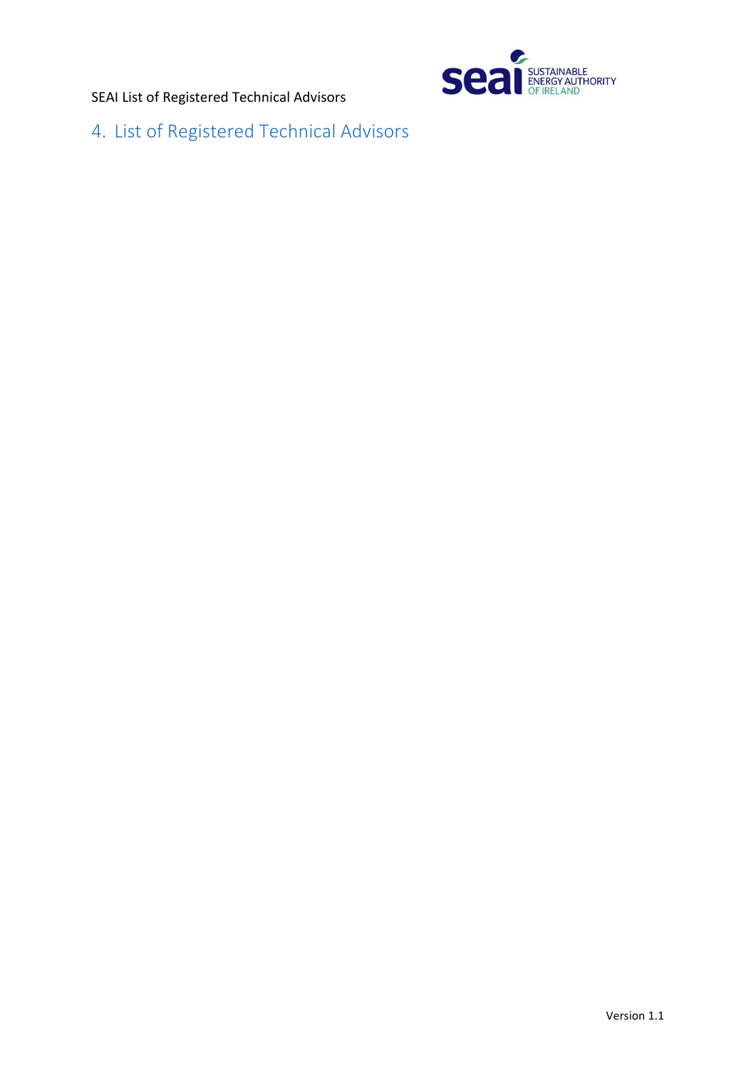# 4. List of Registered Technical Advisors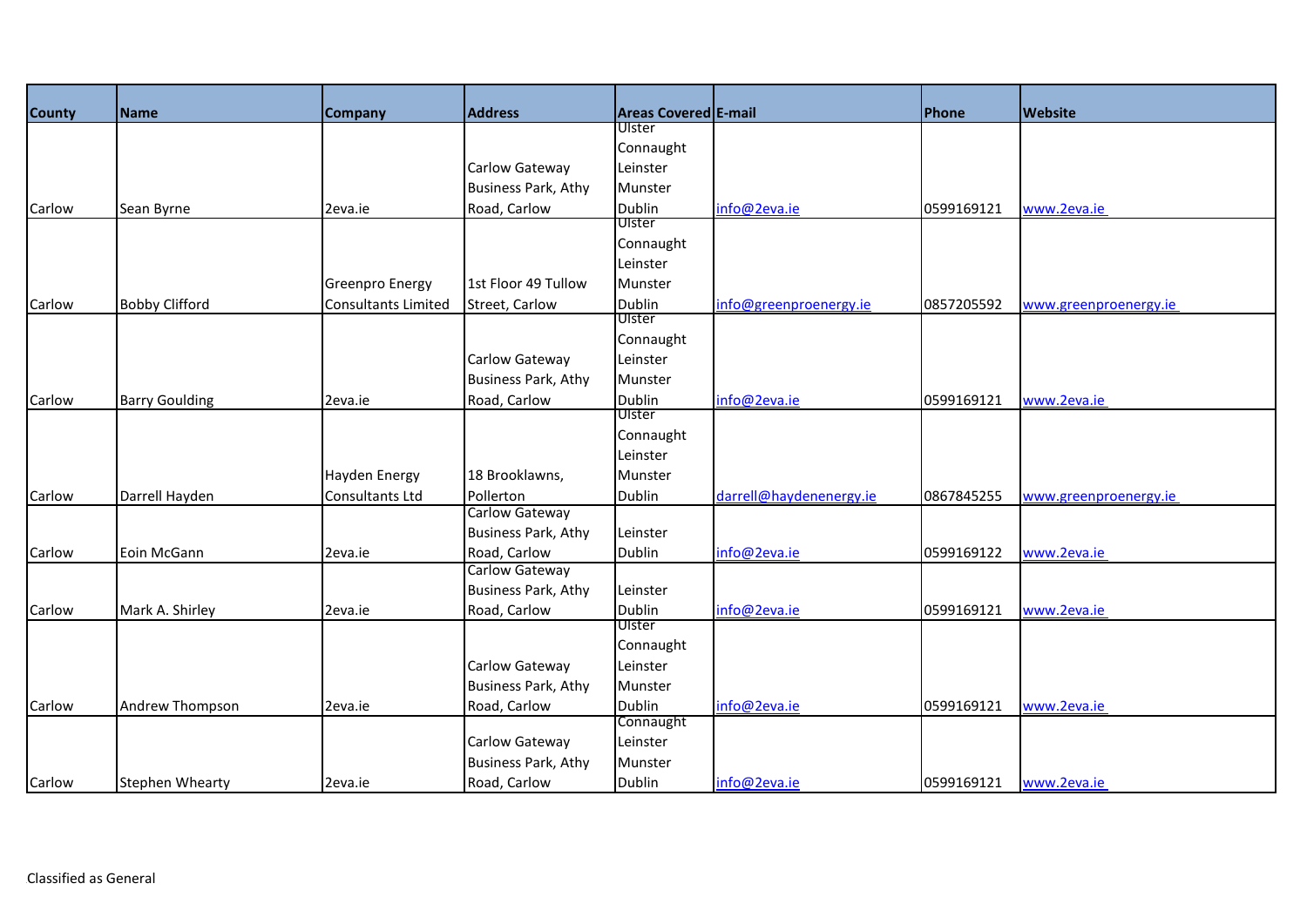| County | Name | Company | Address | Areas Covered | E-mail | Phone | Website |
|---|---|---|---|---|---|---|---|
| Carlow | Sean Byrne | 2eva.ie | Carlow Gateway Business Park, Athy Road, Carlow | Ulster Connaught Leinster Munster Dublin | info@2eva.ie | 0599169121 | www.2eva.ie |
| Carlow | Bobby Clifford | Greenpro Energy Consultants Limited | 1st Floor 49 Tullow Street, Carlow | Ulster Connaught Leinster Munster Dublin | info@greenproenergy.ie | 0857205592 | www.greenproenergy.ie |
| Carlow | Barry Goulding | 2eva.ie | Carlow Gateway Business Park, Athy Road, Carlow | Ulster Connaught Leinster Munster Dublin | info@2eva.ie | 0599169121 | www.2eva.ie |
| Carlow | Darrell Hayden | Hayden Energy Consultants Ltd | 18 Brooklawns, Pollerton | Ulster Connaught Leinster Munster Dublin | darrell@haydenenergy.ie | 0867845255 | www.greenproenergy.ie |
| Carlow | Eoin McGann | 2eva.ie | Carlow Gateway Business Park, Athy Road, Carlow | Leinster Dublin | info@2eva.ie | 0599169122 | www.2eva.ie |
| Carlow | Mark A. Shirley | 2eva.ie | Carlow Gateway Business Park, Athy Road, Carlow | Leinster Dublin | info@2eva.ie | 0599169121 | www.2eva.ie |
| Carlow | Andrew Thompson | 2eva.ie | Carlow Gateway Business Park, Athy Road, Carlow | Ulster Connaught Leinster Munster Dublin | info@2eva.ie | 0599169121 | www.2eva.ie |
| Carlow | Stephen Whearty | 2eva.ie | Carlow Gateway Business Park, Athy Road, Carlow | Connaught Leinster Munster Dublin | info@2eva.ie | 0599169121 | www.2eva.ie |

Classified as General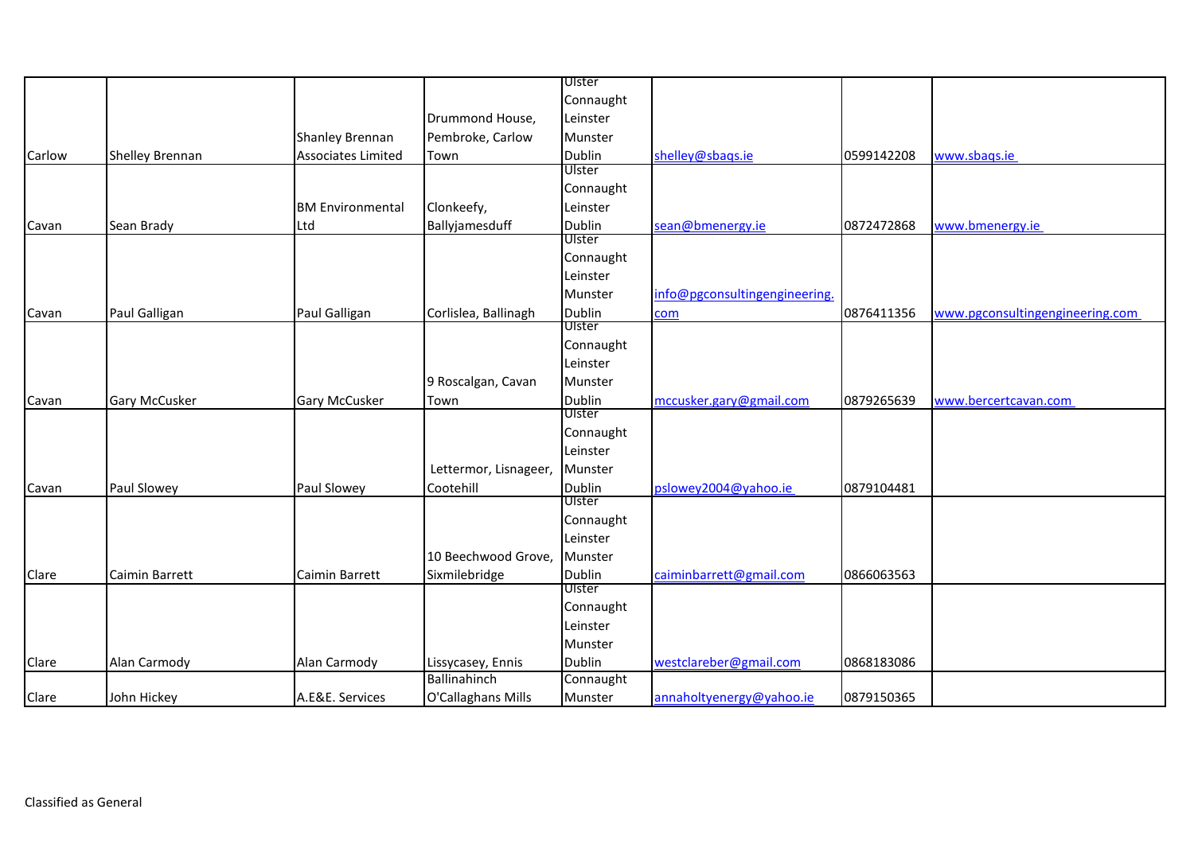| Carlow | Shelley Brennan | Shanley Brennan Associates Limited | Drummond House, Pembroke, Carlow Town | Ulster Connaught Leinster Munster Dublin | shelley@sbaqs.ie | 0599142208 | www.sbaqs.ie |
|---|---|---|---|---|---|---|---|
| Cavan | Sean Brady | BM Environmental Ltd | Clonkeefy, Ballyjamesduff | Ulster Connaught Leinster Dublin | sean@bmenergy.ie | 0872472868 | www.bmenergy.ie |
| Cavan | Paul Galligan | Paul Galligan | Corlislea, Ballinagh | Ulster Connaught Leinster Munster Dublin | info@pgconsultingengineering.com | 0876411356 | www.pgconsultingengineering.com |
| Cavan | Gary McCusker | Gary McCusker | 9 Roscalgan, Cavan Town | Ulster Connaught Leinster Munster Dublin | mccusker.gary@gmail.com | 0879265639 | www.bercertcavan.com |
| Cavan | Paul Slowey | Paul Slowey | Lettermor, Lisnageer, Cootehill | Ulster Connaught Leinster Munster Dublin | pslowey2004@yahoo.ie | 0879104481 | |
| Clare | Caimin Barrett | Caimin Barrett | 10 Beechwood Grove, Sixmilebridge | Ulster Connaught Leinster Munster Dublin | caiminbarrett@gmail.com | 0866063563 | |
| Clare | Alan Carmody | Alan Carmody | Lissycasey, Ennis | Ulster Connaught Leinster Munster Dublin | westclareber@gmail.com | 0868183086 | |
| Clare | John Hickey | A.E&E. Services | Ballinahinch O'Callaghans Mills | Connaught Munster | annaholtyenergy@yahoo.ie | 0879150365 | |

Classified as General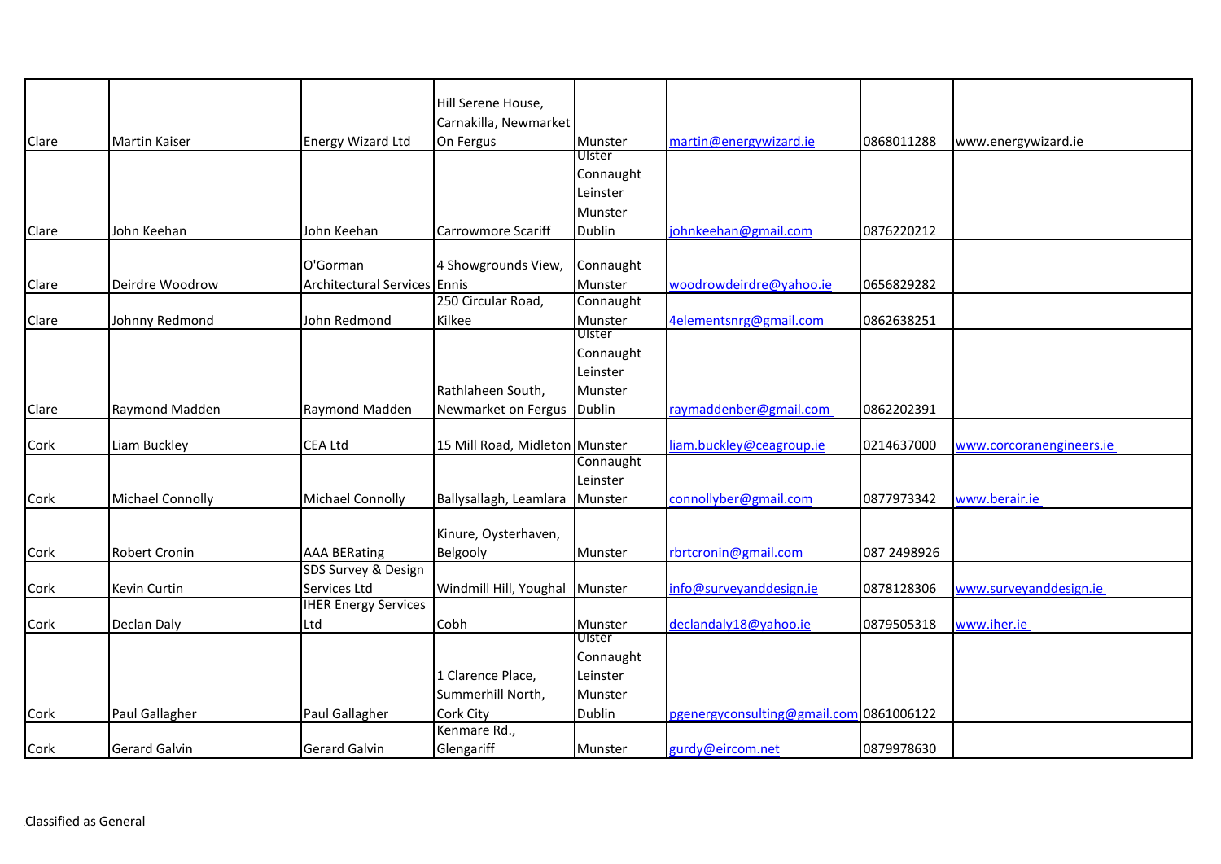| | | | | | | | |
|---|---|---|---|---|---|---|---|
| Clare | Martin Kaiser | Energy Wizard Ltd | Hill Serene House, Carnakilla, Newmarket On Fergus | Munster | martin@energywizard.ie | 0868011288 | www.energywizard.ie |
| Clare | John Keehan | John Keehan | Carrowmore Scariff | Ulster Connaught Leinster Munster Dublin | johnkeehan@gmail.com | 0876220212 | |
| Clare | Deirdre Woodrow | O'Gorman Architectural Services | 4 Showgrounds View, Ennis | Connaught Munster | woodrowdeirdre@yahoo.ie | 0656829282 | |
| Clare | Johnny Redmond | John Redmond | 250 Circular Road, Kilkee | Connaught Munster | 4elementsnrg@gmail.com | 0862638251 | |
| Clare | Raymond Madden | Raymond Madden | Rathlaheen South, Newmarket on Fergus | Ulster Connaught Leinster Munster Dublin | raymaddenber@gmail.com | 0862202391 | |
| Cork | Liam Buckley | CEA Ltd | 15 Mill Road, Midleton | Munster | liam.buckley@ceagroup.ie | 0214637000 | www.corcoranengineers.ie |
| Cork | Michael Connolly | Michael Connolly | Ballysallagh, Leamlara | Connaught Leinster Munster | connollyber@gmail.com | 0877973342 | www.berair.ie |
| Cork | Robert Cronin | AAA BERating | Kinure, Oysterhaven, Belgooly | Munster | rbrtcronin@gmail.com | 087 2498926 | |
| Cork | Kevin Curtin | SDS Survey & Design Services Ltd | Windmill Hill, Youghal | Munster | info@surveyanddesign.ie | 0878128306 | www.surveyanddesign.ie |
| Cork | Declan Daly | IHER Energy Services Ltd | Cobh | Munster | declandaly18@yahoo.ie | 0879505318 | www.iher.ie |
| Cork | Paul Gallagher | Paul Gallagher | 1 Clarence Place, Summerhill North, Cork City | Ulster Connaught Leinster Munster Dublin | pgenergyconsulting@gmail.com | 0861006122 | |
| Cork | Gerard Galvin | Gerard Galvin | Kenmare Rd., Glengariff | Munster | gurdy@eircom.net | 0879978630 | |

Classified as General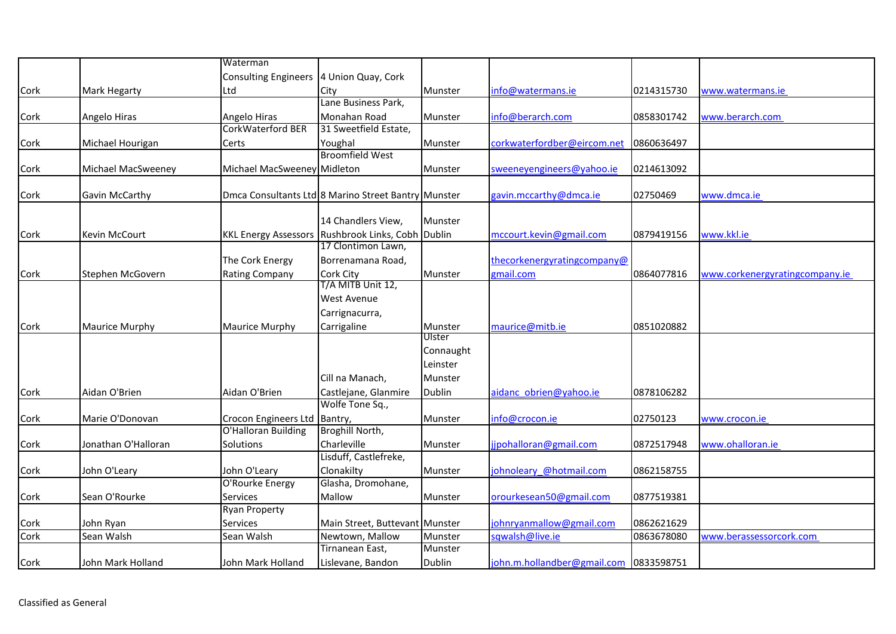| | | | | | | | |
|---|---|---|---|---|---|---|---|
| Cork | Mark Hegarty | Waterman Consulting Engineers Ltd | 4 Union Quay, Cork City | Munster | info@watermans.ie | 0214315730 | www.watermans.ie |
| Cork | Angelo Hiras | Angelo Hiras | Lane Business Park, Monahan Road | Munster | info@berarch.com | 0858301742 | www.berarch.com |
| Cork | Michael Hourigan | CorkWaterford BER Certs | 31 Sweetfield Estate, Youghal | Munster | corkwaterfordber@eircom.net | 0860636497 | |
| Cork | Michael MacSweeney | Michael MacSweeney | Broomfield West Midleton | Munster | sweeneyengineers@yahoo.ie | 0214613092 | |
| Cork | Gavin McCarthy | Dmca Consultants Ltd | 8 Marino Street Bantry | Munster | gavin.mccarthy@dmca.ie | 02750469 | www.dmca.ie |
| Cork | Kevin McCourt | KKL Energy Assessors | 14 Chandlers View, Rushbrook Links, Cobh | Munster Dublin | mccourt.kevin@gmail.com | 0879419156 | www.kkl.ie |
| Cork | Stephen McGovern | The Cork Energy Rating Company | 17 Clontimon Lawn, Borrenamana Road, Cork City | Munster | thecorkenergyratingcompany@gmail.com | 0864077816 | www.corkenergyratingcompany.ie |
| Cork | Maurice Murphy | Maurice Murphy | T/A MITB Unit 12, West Avenue Carrignacurra, Carrigaline | Munster | maurice@mitb.ie | 0851020882 | |
| Cork | Aidan O'Brien | Aidan O'Brien | Cill na Manach, Castlejane, Glanmire | Ulster Connaught Leinster Munster Dublin | aidanc_obrien@yahoo.ie | 0878106282 | |
| Cork | Marie O'Donovan | Crocon Engineers Ltd | Wolfe Tone Sq., Bantry, | Munster | info@crocon.ie | 02750123 | www.crocon.ie |
| Cork | Jonathan O'Halloran | O'Halloran Building Solutions | Broghill North, Charleville | Munster | jjpohalloran@gmail.com | 0872517948 | www.ohalloran.ie |
| Cork | John O'Leary | John O'Leary | Lisduff, Castlefreke, Clonakilty | Munster | johnoleary_@hotmail.com | 0862158755 | |
| Cork | Sean O'Rourke | O'Rourke Energy Services | Glasha, Dromohane, Mallow | Munster | orourkesean50@gmail.com | 0877519381 | |
| Cork | John Ryan | Ryan Property Services | Main Street, Buttevant | Munster | johnryanmallow@gmail.com | 0862621629 | |
| Cork | Sean Walsh | Sean Walsh | Newtown, Mallow | Munster | sqwalsh@live.ie | 0863678080 | www.berassessorcork.com |
| Cork | John Mark Holland | John Mark Holland | Tirnanean East, Lislevane, Bandon | Munster Dublin | john.m.hollandber@gmail.com | 0833598751 | |

Classified as General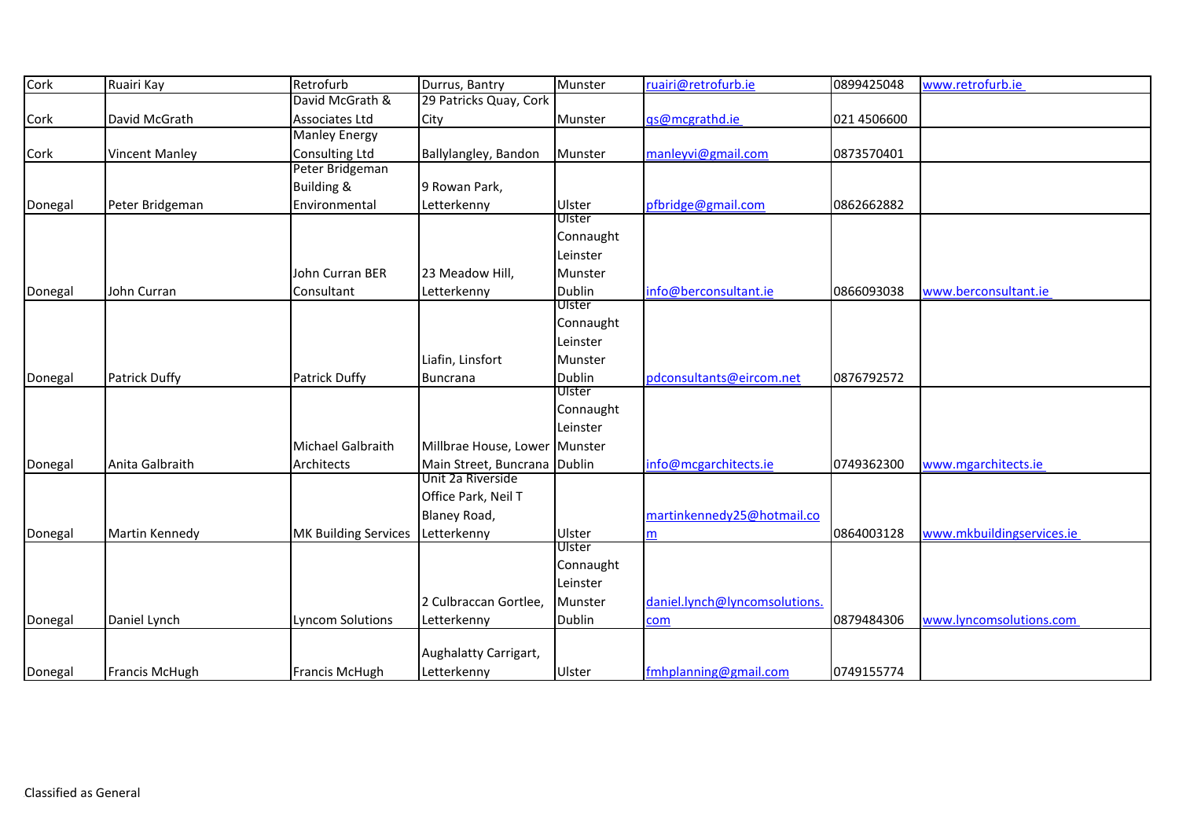| | | | | | | | |
|---|---|---|---|---|---|---|---|
| Cork | Ruairi Kay | Retrofurb | Durrus, Bantry | Munster | ruairi@retrofurb.ie | 0899425048 | www.retrofurb.ie |
| Cork | David McGrath | David McGrath & Associates Ltd | 29 Patricks Quay, Cork City | Munster | qs@mcgrathd.ie | 021 4506600 | |
| Cork | Vincent Manley | Manley Energy Consulting Ltd | Ballylangley, Bandon | Munster | manleyvi@gmail.com | 0873570401 | |
| Donegal | Peter Bridgeman | Peter Bridgeman Building & Environmental | 9 Rowan Park, Letterkenny | Ulster | pfbridge@gmail.com | 0862662882 | |
| Donegal | John Curran | John Curran BER Consultant | 23 Meadow Hill, Letterkenny | Ulster Connaught Leinster Munster Dublin | info@berconsultant.ie | 0866093038 | www.berconsultant.ie |
| Donegal | Patrick Duffy | Patrick Duffy | Liafin, Linsfort Buncrana | Ulster Connaught Leinster Munster Dublin | pdconsultants@eircom.net | 0876792572 | |
| Donegal | Anita Galbraith | Michael Galbraith Architects | Millbrae House, Lower Main Street, Buncrana | Ulster Connaught Leinster Munster Dublin | info@mcgarchitects.ie | 0749362300 | www.mgarchitects.ie |
| Donegal | Martin Kennedy | MK Building Services | Unit 2a Riverside Office Park, Neil T Blaney Road, Letterkenny | Ulster | martinkennedy25@hotmail.com | 0864003128 | www.mkbuildingservices.ie |
| Donegal | Daniel Lynch | Lyncom Solutions | 2 Culbraccan Gortlee, Letterkenny | Ulster Connaught Leinster Munster Dublin | daniel.lynch@lyncomsolutions.com | 0879484306 | www.lyncomsolutions.com |
| Donegal | Francis McHugh | Francis McHugh | Aughalatty Carrigart, Letterkenny | Ulster | fmhplanning@gmail.com | 0749155774 | |

Classified as General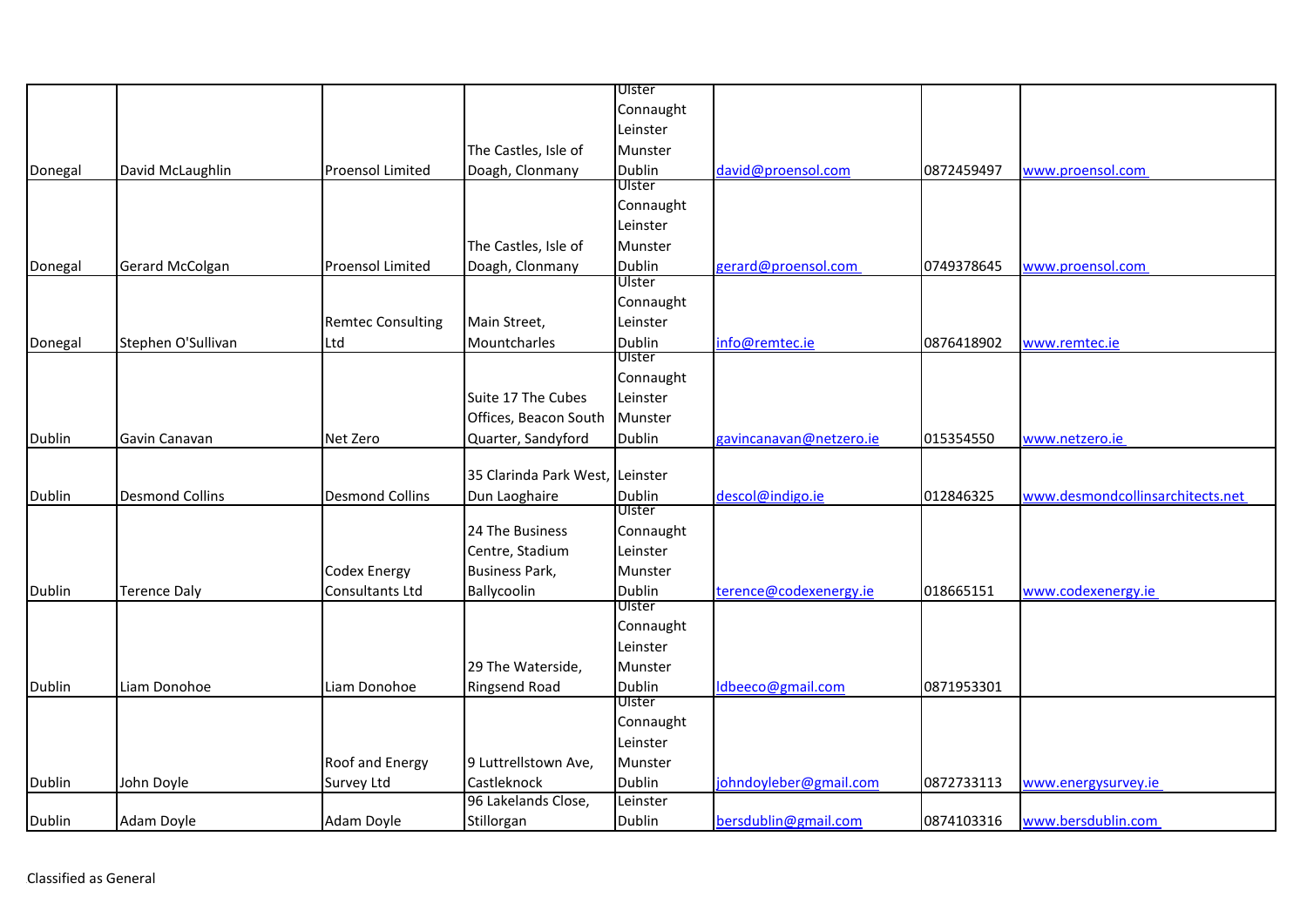| | | | | | | | |
|---|---|---|---|---|---|---|---|
| Donegal | David McLaughlin | Proensol Limited | The Castles, Isle of Doagh, Clonmany | Ulster Connaught Leinster Munster Dublin | david@proensol.com | 0872459497 | www.proensol.com |
| Donegal | Gerard McColgan | Proensol Limited | The Castles, Isle of Doagh, Clonmany | Ulster Connaught Leinster Munster Dublin | gerard@proensol.com | 0749378645 | www.proensol.com |
| Donegal | Stephen O'Sullivan | Remtec Consulting Ltd | Main Street, Mountcharles | Ulster Connaught Leinster Dublin | info@remtec.ie | 0876418902 | www.remtec.ie |
| Dublin | Gavin Canavan | Net Zero | Suite 17 The Cubes Offices, Beacon South Quarter, Sandyford | Ulster Connaught Leinster Munster Dublin | gavincanavan@netzero.ie | 015354550 | www.netzero.ie |
| Dublin | Desmond Collins | Desmond Collins | 35 Clarinda Park West, Dun Laoghaire | Leinster Dublin | descol@indigo.ie | 012846325 | www.desmondcollinsarchitects.net |
| Dublin | Terence Daly | Codex Energy Consultants Ltd | 24 The Business Centre, Stadium Business Park, Ballycoolin | Ulster Connaught Leinster Munster Dublin | terence@codexenergy.ie | 018665151 | www.codexenergy.ie |
| Dublin | Liam Donohoe | Liam Donohoe | 29 The Waterside, Ringsend Road | Ulster Connaught Leinster Munster Dublin | ldbeeco@gmail.com | 0871953301 | |
| Dublin | John Doyle | Roof and Energy Survey Ltd | 9 Luttrellstown Ave, Castleknock | Ulster Connaught Leinster Munster Dublin | johndoyleber@gmail.com | 0872733113 | www.energysurvey.ie |
| Dublin | Adam Doyle | Adam Doyle | 96 Lakelands Close, Stillorgan | Leinster Dublin | bersdublin@gmail.com | 0874103316 | www.bersdublin.com |

Classified as General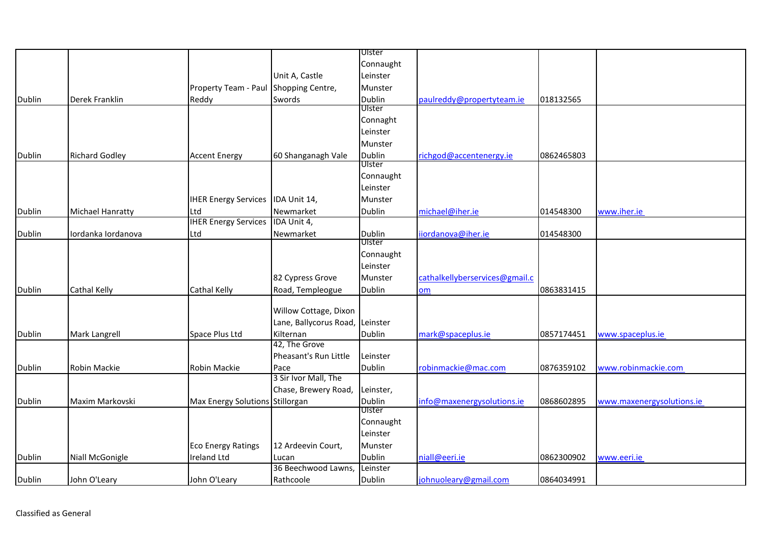| | | | | | | | |
|---|---|---|---|---|---|---|---|
| Dublin | Derek Franklin | Property Team - Paul Reddy | Unit A, Castle Shopping Centre, Swords | Ulster Connaught Leinster Munster Dublin | paulreddy@propertyteam.ie | 018132565 | |
| Dublin | Richard Godley | Accent Energy | 60 Shanganagh Vale | Ulster Connaght Leinster Munster Dublin | richgod@accentenergy.ie | 0862465803 | |
| Dublin | Michael Hanratty | IHER Energy Services Ltd | IDA Unit 14, Newmarket | Ulster Connaught Leinster Munster Dublin | michael@iher.ie | 014548300 | www.iher.ie |
| Dublin | Iordanka Iordanova | IHER Energy Services Ltd | IDA Unit 4, Newmarket | Dublin | iiordanova@iher.ie | 014548300 | |
| Dublin | Cathal Kelly | Cathal Kelly | 82 Cypress Grove Road, Templeogue | Ulster Connaught Leinster Munster Dublin | cathalkellyberservices@gmail.com | 0863831415 | |
| Dublin | Mark Langrell | Space Plus Ltd | Willow Cottage, Dixon Lane, Ballycorus Road, Kilternan | Leinster Dublin | mark@spaceplus.ie | 0857174451 | www.spaceplus.ie |
| Dublin | Robin Mackie | Robin Mackie | 42, The Grove Pheasant's Run Little Pace | Leinster Dublin | robinmackie@mac.com | 0876359102 | www.robinmackie.com |
| Dublin | Maxim Markovski | Max Energy Solutions | 3 Sir Ivor Mall, The Chase, Brewery Road, Stillorgan | Leinster, Dublin | info@maxenergysolutions.ie | 0868602895 | www.maxenergysolutions.ie |
| Dublin | Niall McGonigle | Eco Energy Ratings Ireland Ltd | 12 Ardeevin Court, Lucan | Ulster Connaught Leinster Munster Dublin | niall@eeri.ie | 0862300902 | www.eeri.ie |
| Dublin | John O'Leary | John O'Leary | 36 Beechwood Lawns, Rathcoole | Leinster Dublin | johnuoleary@gmail.com | 0864034991 | |

Classified as General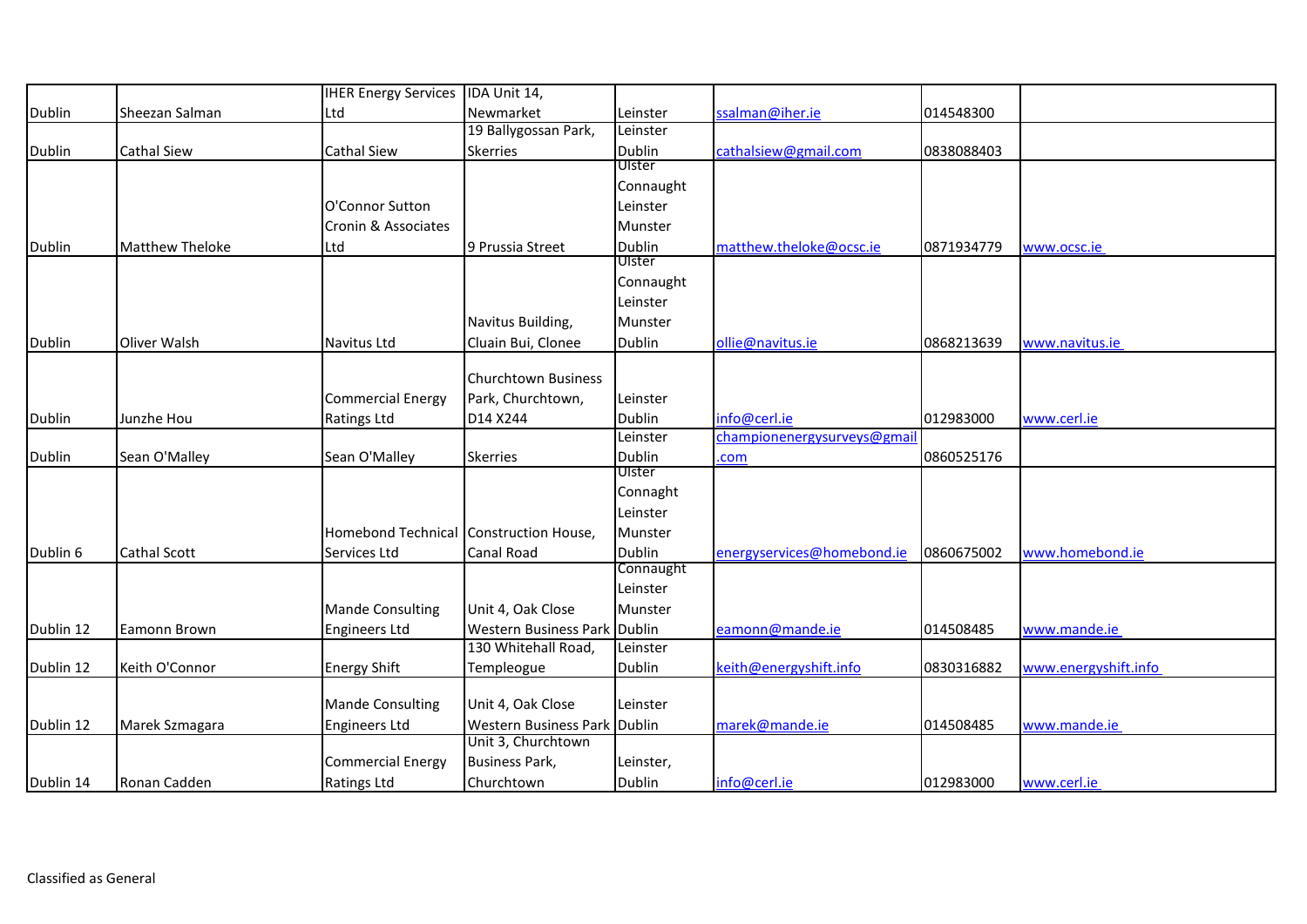| | | | | | | | |
|---|---|---|---|---|---|---|---|
| Dublin | Sheezan Salman | IHER Energy Services Ltd | IDA Unit 14, Newmarket | Leinster | ssalman@iher.ie | 014548300 | |
| Dublin | Cathal Siew | Cathal Siew | 19 Ballygossan Park, Skerries | Leinster Dublin | cathalsiew@gmail.com | 0838088403 | |
| Dublin | Matthew Theloke | O'Connor Sutton Cronin & Associates Ltd | 9 Prussia Street | Ulster Connaught Leinster Munster Dublin | matthew.theloke@ocsc.ie | 0871934779 | www.ocsc.ie |
| Dublin | Oliver Walsh | Navitus Ltd | Navitus Building, Cluain Bui, Clonee | Ulster Connaught Leinster Munster Dublin | ollie@navitus.ie | 0868213639 | www.navitus.ie |
| Dublin | Junzhe Hou | Commercial Energy Ratings Ltd | Churchtown Business Park, Churchtown, D14 X244 | Leinster Dublin | info@cerl.ie | 012983000 | www.cerl.ie |
| Dublin | Sean O'Malley | Sean O'Malley | Skerries | Leinster Dublin | championenergysurveys@gmail.com | 0860525176 | |
| Dublin 6 | Cathal Scott | Homebond Technical Services Ltd | Construction House, Canal Road | Ulster Connaght Leinster Munster Dublin | energyservices@homebond.ie | 0860675002 | www.homebond.ie |
| Dublin 12 | Eamonn Brown | Mande Consulting Engineers Ltd | Unit 4, Oak Close Western Business Park | Connaught Leinster Munster Dublin | eamonn@mande.ie | 014508485 | www.mande.ie |
| Dublin 12 | Keith O'Connor | Energy Shift | 130 Whitehall Road, Templeogue | Leinster Dublin | keith@energyshift.info | 0830316882 | www.energyshift.info |
| Dublin 12 | Marek Szmagara | Mande Consulting Engineers Ltd | Unit 4, Oak Close Western Business Park | Leinster Dublin | marek@mande.ie | 014508485 | www.mande.ie |
| Dublin 14 | Ronan Cadden | Commercial Energy Ratings Ltd | Unit 3, Churchtown Business Park, Churchtown | Leinster, Dublin | info@cerl.ie | 012983000 | www.cerl.ie |

Classified as General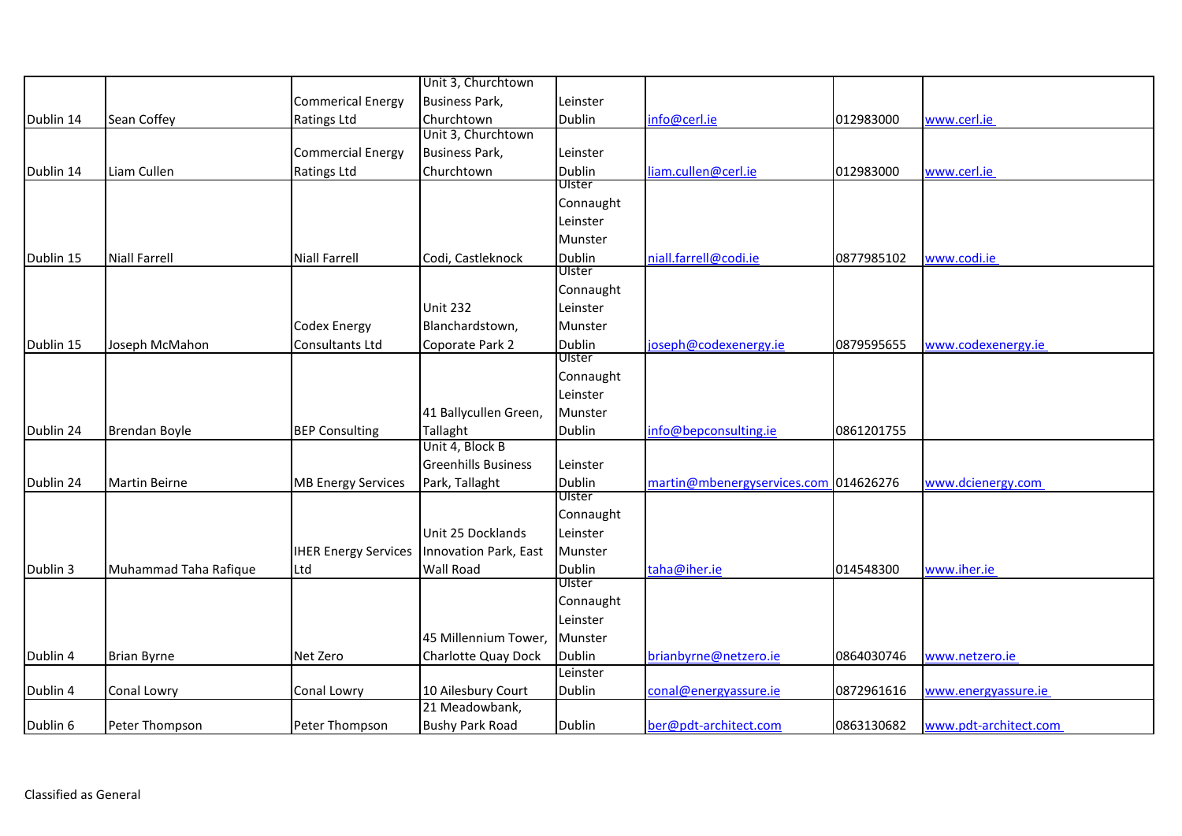| | | | | | | | |
|---|---|---|---|---|---|---|---|
| Dublin 14 | Sean Coffey | Commerical Energy Ratings Ltd | Unit 3, Churchtown Business Park, Churchtown | Leinster Dublin | info@cerl.ie | 012983000 | www.cerl.ie |
| Dublin 14 | Liam Cullen | Commercial Energy Ratings Ltd | Unit 3, Churchtown Business Park, Churchtown | Leinster Dublin | liam.cullen@cerl.ie | 012983000 | www.cerl.ie |
| Dublin 15 | Niall Farrell | Niall Farrell | Codi, Castleknock | Ulster Connaught Leinster Munster Dublin | niall.farrell@codi.ie | 0877985102 | www.codi.ie |
| Dublin 15 | Joseph McMahon | Codex Energy Consultants Ltd | Unit 232 Blanchardstown, Coporate Park 2 | Ulster Connaught Leinster Munster Dublin | joseph@codexenergy.ie | 0879595655 | www.codexenergy.ie |
| Dublin 24 | Brendan Boyle | BEP Consulting | 41 Ballycullen Green, Tallaght | Ulster Connaught Leinster Munster Dublin | info@bepconsulting.ie | 0861201755 | |
| Dublin 24 | Martin Beirne | MB Energy Services | Unit 4, Block B Greenhills Business Park, Tallaght | Leinster Dublin | martin@mbenergyservices.com | 014626276 | www.dcienergy.com |
| Dublin 3 | Muhammad Taha Rafique | IHER Energy Services Ltd | Unit 25 Docklands Innovation Park, East Wall Road | Ulster Connaught Leinster Munster Dublin | taha@iher.ie | 014548300 | www.iher.ie |
| Dublin 4 | Brian Byrne | Net Zero | 45 Millennium Tower, Charlotte Quay Dock | Ulster Connaught Leinster Munster Dublin | brianbyrne@netzero.ie | 0864030746 | www.netzero.ie |
| Dublin 4 | Conal Lowry | Conal Lowry | 10 Ailesbury Court | Leinster Dublin | conal@energyassure.ie | 0872961616 | www.energyassure.ie |
| Dublin 6 | Peter Thompson | Peter Thompson | 21 Meadowbank, Bushy Park Road | Dublin | ber@pdt-architect.com | 0863130682 | www.pdt-architect.com |

Classified as General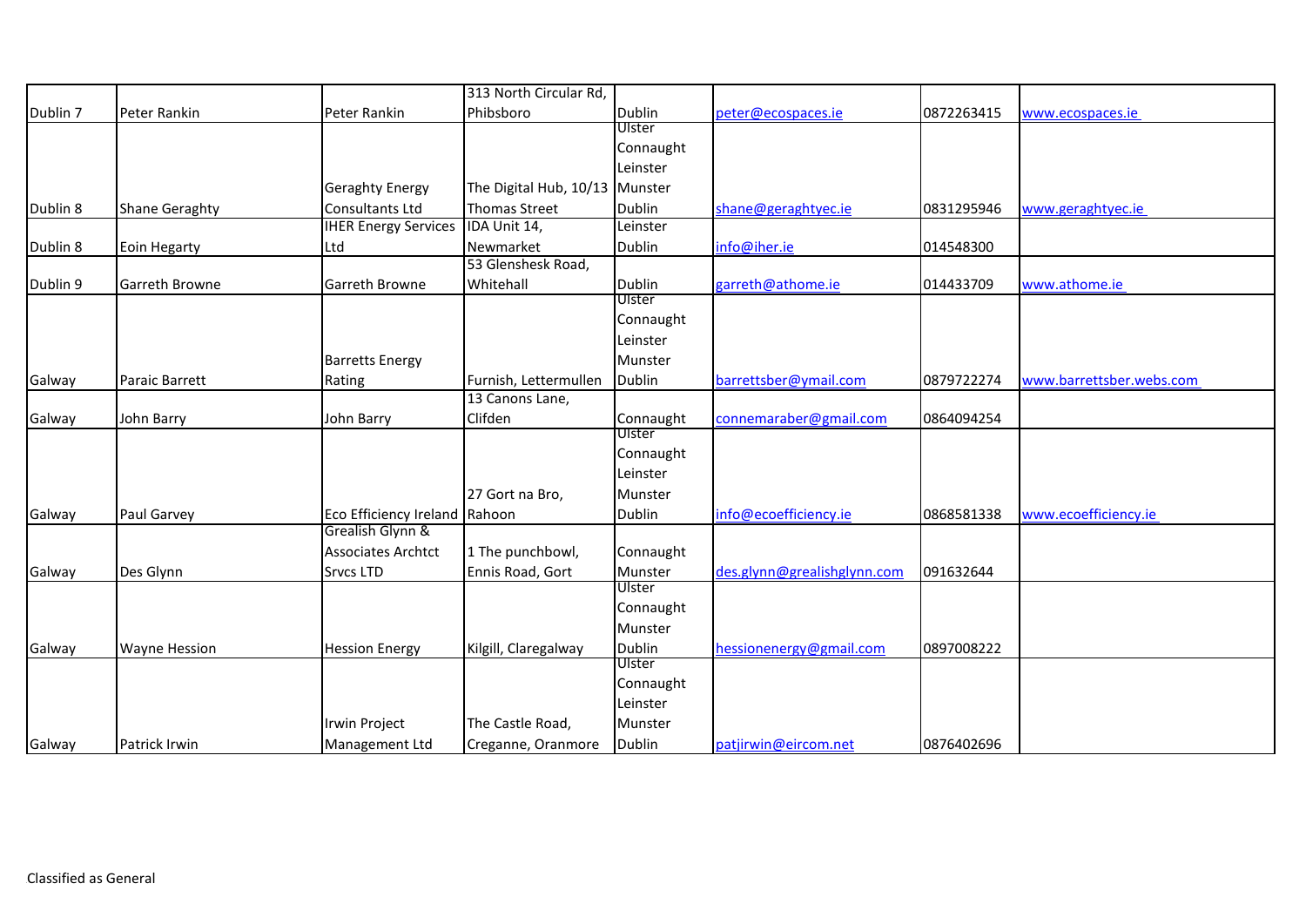| Dublin 7 | Peter Rankin | Peter Rankin | 313 North Circular Rd, Phibsboro | Dublin | peter@ecospaces.ie | 0872263415 | www.ecospaces.ie |
|---|---|---|---|---|---|---|---|
| Dublin 8 | Shane Geraghty | Geraghty Energy Consultants Ltd | The Digital Hub, 10/13 Thomas Street | Ulster Connaught Leinster Munster Dublin | shane@geraghtyec.ie | 0831295946 | www.geraghtyec.ie |
| Dublin 8 | Eoin Hegarty | IHER Energy Services Ltd | IDA Unit 14, Newmarket | Leinster Dublin | info@iher.ie | 014548300 | |
| Dublin 9 | Garreth Browne | Garreth Browne | 53 Glenshesk Road, Whitehall | Dublin | garreth@athome.ie | 014433709 | www.athome.ie |
| Galway | Paraic Barrett | Barretts Energy Rating | Furnish, Lettermullen | Ulster Connaught Leinster Munster Dublin | barrettsber@ymail.com | 0879722274 | www.barrettsber.webs.com |
| Galway | John Barry | John Barry | 13 Canons Lane, Clifden | Connaught | connemaraber@gmail.com | 0864094254 | |
| Galway | Paul Garvey | Eco Efficiency Ireland | 27 Gort na Bro, Rahoon | Ulster Connaught Leinster Munster Dublin | info@ecoefficiency.ie | 0868581338 | www.ecoefficiency.ie |
| Galway | Des Glynn | Grealish Glynn & Associates Archtct Srvcs LTD | 1 The punchbowl, Ennis Road, Gort | Connaught Munster | des.glynn@grealishglynn.com | 091632644 | |
| Galway | Wayne Hession | Hession Energy | Kilgill, Claregalway | Ulster Connaught Munster Dublin | hessionenergy@gmail.com | 0897008222 | |
| Galway | Patrick Irwin | Irwin Project Management Ltd | The Castle Road, Creganne, Oranmore | Ulster Connaught Leinster Munster Dublin | patjirwin@eircom.net | 0876402696 | |

Classified as General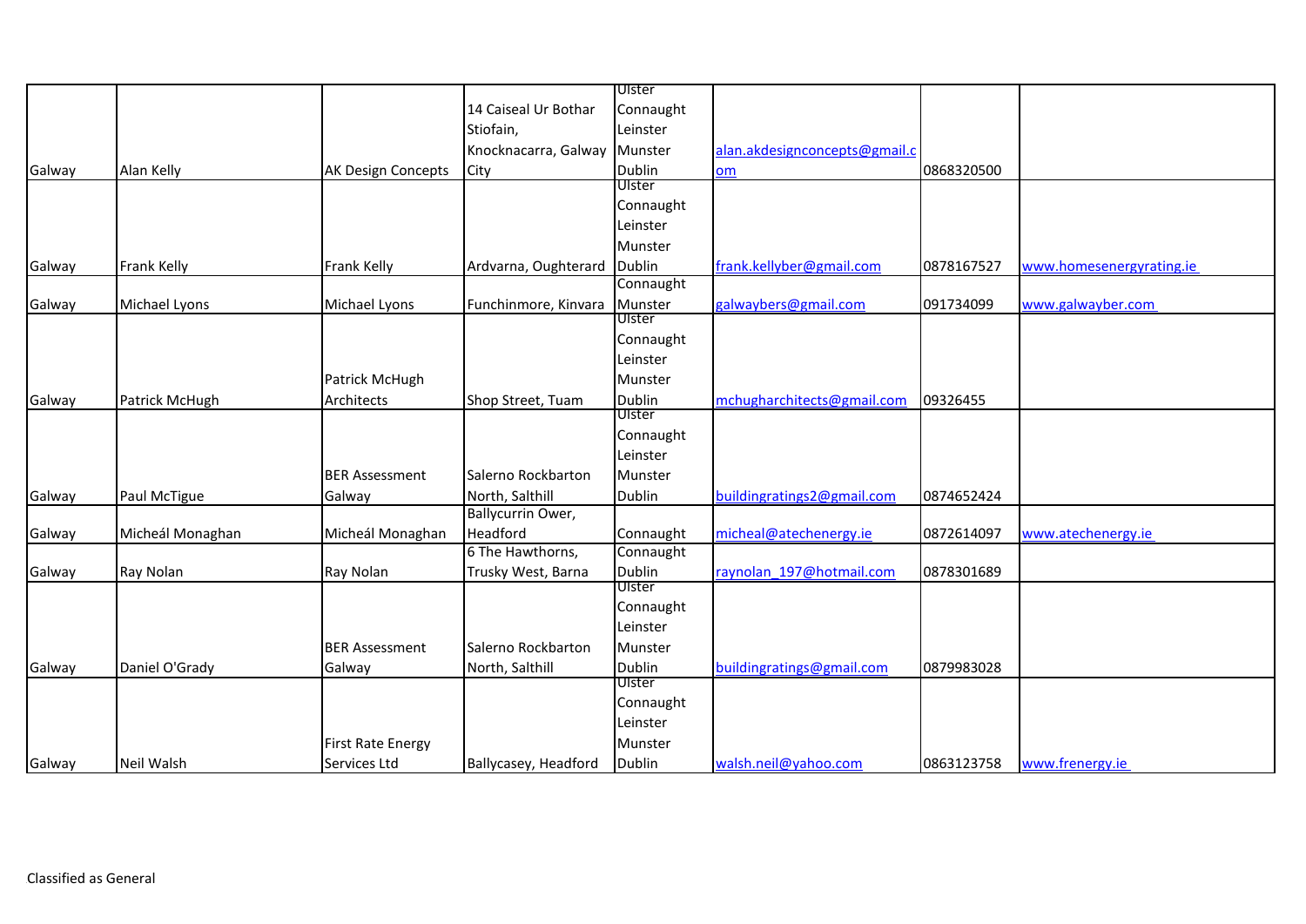| | | | | | | | |
|---|---|---|---|---|---|---|---|
| Galway | Alan Kelly | AK Design Concepts | 14 Caiseal Ur Bothar Stiofain, Knocknacarra, Galway City | Ulster Connaught Leinster Munster Dublin | alan.akdesignconcepts@gmail.com | 0868320500 | |
| Galway | Frank Kelly | Frank Kelly | Ardvarna, Oughterard | Ulster Connaught Leinster Munster Dublin | frank.kellyber@gmail.com | 0878167527 | www.homesenergyrating.ie |
| Galway | Michael Lyons | Michael Lyons | Funchinmore, Kinvara | Connaught Munster | galwaybers@gmail.com | 091734099 | www.galwayber.com |
| Galway | Patrick McHugh | Patrick McHugh Architects | Shop Street, Tuam | Ulster Connaught Leinster Munster Dublin | mchugharchitects@gmail.com | 09326455 | |
| Galway | Paul McTigue | BER Assessment Galway | Salerno Rockbarton North, Salthill | Ulster Connaught Leinster Munster Dublin | buildingratings2@gmail.com | 0874652424 | |
| Galway | Micheál Monaghan | Micheál Monaghan | Ballycurrin Ower, Headford | Connaught | micheal@atechenergy.ie | 0872614097 | www.atechenergy.ie |
| Galway | Ray Nolan | Ray Nolan | 6 The Hawthorns, Trusky West, Barna | Connaught Dublin | raynolan_197@hotmail.com | 0878301689 | |
| Galway | Daniel O'Grady | BER Assessment Galway | Salerno Rockbarton North, Salthill | Ulster Connaught Leinster Munster Dublin | buildingratings@gmail.com | 0879983028 | |
| Galway | Neil Walsh | First Rate Energy Services Ltd | Ballycasey, Headford | Ulster Connaught Leinster Munster Dublin | walsh.neil@yahoo.com | 0863123758 | www.frenergy.ie |

Classified as General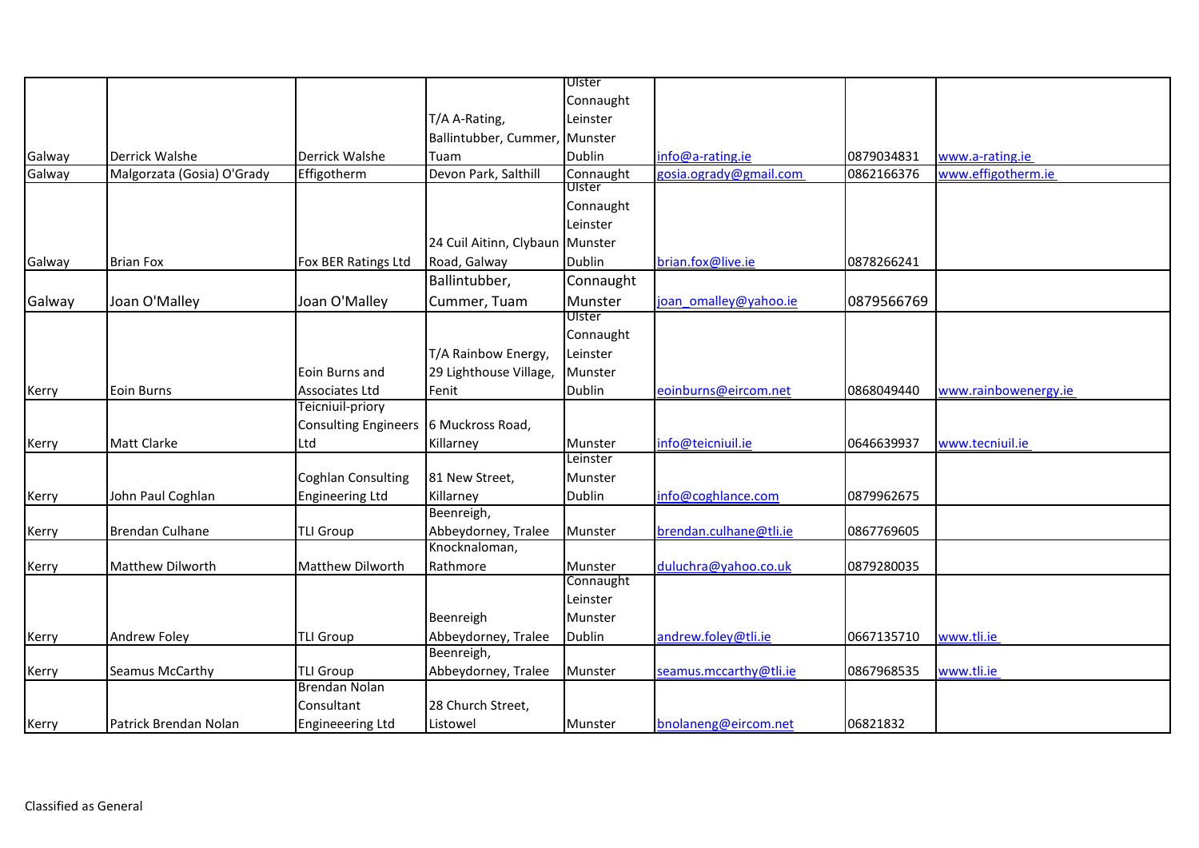| | | | | | | | |
|---|---|---|---|---|---|---|---|
| Galway | Derrick Walshe | Derrick Walshe | T/A A-Rating, Ballintubber, Cummer, Tuam | Ulster Connaught Leinster Munster Dublin | info@a-rating.ie | 0879034831 | www.a-rating.ie |
| Galway | Malgorzata (Gosia) O'Grady | Effigotherm | Devon Park, Salthill | Connaught | gosia.ogrady@gmail.com | 0862166376 | www.effigotherm.ie |
| Galway | Brian Fox | Fox BER Ratings Ltd | 24 Cuil Aitinn, Clybaun Road, Galway | Ulster Connaught Leinster Munster Dublin | brian.fox@live.ie | 0878266241 | |
| Galway | Joan O'Malley | Joan O'Malley | Ballintubber, Cummer, Tuam | Connaught Munster | joan_omalley@yahoo.ie | 0879566769 | |
| Kerry | Eoin Burns | Eoin Burns and Associates Ltd | T/A Rainbow Energy, 29 Lighthouse Village, Fenit | Ulster Connaught Leinster Munster Dublin | eoinburns@eircom.net | 0868049440 | www.rainbowenergy.ie |
| Kerry | Matt Clarke | Teicniuil-priory Consulting Engineers Ltd | 6 Muckross Road, Killarney | Munster | info@teicniuil.ie | 0646639937 | www.tecniuil.ie |
| Kerry | John Paul Coghlan | Coghlan Consulting Engineering Ltd | 81 New Street, Killarney | Leinster Munster Dublin | info@coghlance.com | 0879962675 | |
| Kerry | Brendan Culhane | TLI Group | Beenreigh, Abbeydorney, Tralee | Munster | brendan.culhane@tli.ie | 0867769605 | |
| Kerry | Matthew Dilworth | Matthew Dilworth | Knocknaloman, Rathmore | Munster | duluchra@yahoo.co.uk | 0879280035 | |
| Kerry | Andrew Foley | TLI Group | Beenreigh Abbeydorney, Tralee | Connaught Leinster Munster Dublin | andrew.foley@tli.ie | 0667135710 | www.tli.ie |
| Kerry | Seamus McCarthy | TLI Group | Beenreigh, Abbeydorney, Tralee | Munster | seamus.mccarthy@tli.ie | 0867968535 | www.tli.ie |
| Kerry | Patrick Brendan Nolan | Brendan Nolan Consultant Engineeering Ltd | 28 Church Street, Listowel | Munster | bnolaneng@eircom.net | 06821832 | |

Classified as General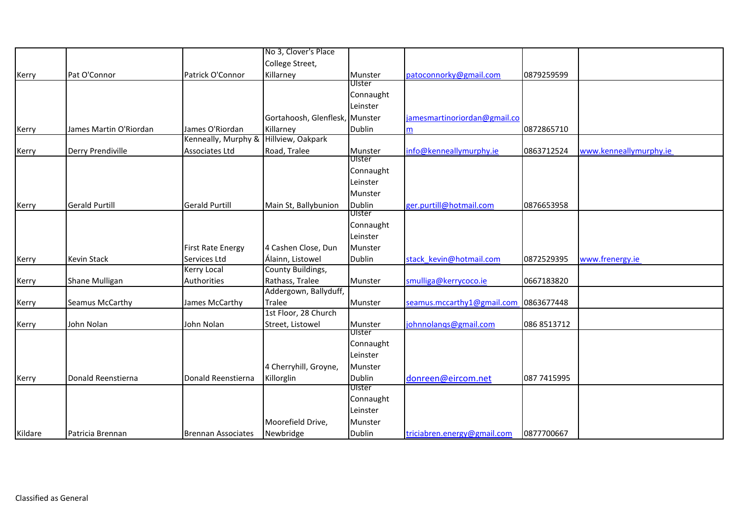| | | | | | | | |
|---|---|---|---|---|---|---|---|
| Kerry | Pat O'Connor | Patrick O'Connor | No 3, Clover's Place College Street, Killarney | Munster | patoconnorky@gmail.com | 0879259599 | |
| Kerry | James Martin O'Riordan | James O'Riordan | Gortahoosh, Glenflesk, Killarney | Ulster Connaught Leinster Munster Dublin | jamesmartinoriordan@gmail.com | 0872865710 | |
| Kerry | Derry Prendiville | Kenneally, Murphy & Associates Ltd | Hillview, Oakpark Road, Tralee | Munster | info@kenneallymurphy.ie | 0863712524 | www.kenneallymurphy.ie |
| Kerry | Gerald Purtill | Gerald Purtill | Main St, Ballybunion | Ulster Connaught Leinster Munster Dublin | ger.purtill@hotmail.com | 0876653958 | |
| Kerry | Kevin Stack | First Rate Energy Services Ltd | 4 Cashen Close, Dun Álainn, Listowel | Ulster Connaught Leinster Munster Dublin | stack_kevin@hotmail.com | 0872529395 | www.frenergy.ie |
| Kerry | Shane Mulligan | Kerry Local Authorities | County Buildings, Rathass, Tralee | Munster | smulliga@kerrycoco.ie | 0667183820 | |
| Kerry | Seamus McCarthy | James McCarthy | Addergown, Ballyduff, Tralee | Munster | seamus.mccarthy1@gmail.com | 0863677448 | |
| Kerry | John Nolan | John Nolan | 1st Floor, 28 Church Street, Listowel | Munster | johnnolanqs@gmail.com | 086 8513712 | |
| Kerry | Donald Reenstierna | Donald Reenstierna | 4 Cherryhill, Groyne, Killorglin | Ulster Connaught Leinster Munster Dublin | donreen@eircom.net | 087 7415995 | |
| Kildare | Patricia Brennan | Brennan Associates | Moorefield Drive, Newbridge | Ulster Connaught Leinster Munster Dublin | triciabren.energy@gmail.com | 0877700667 | |

Classified as General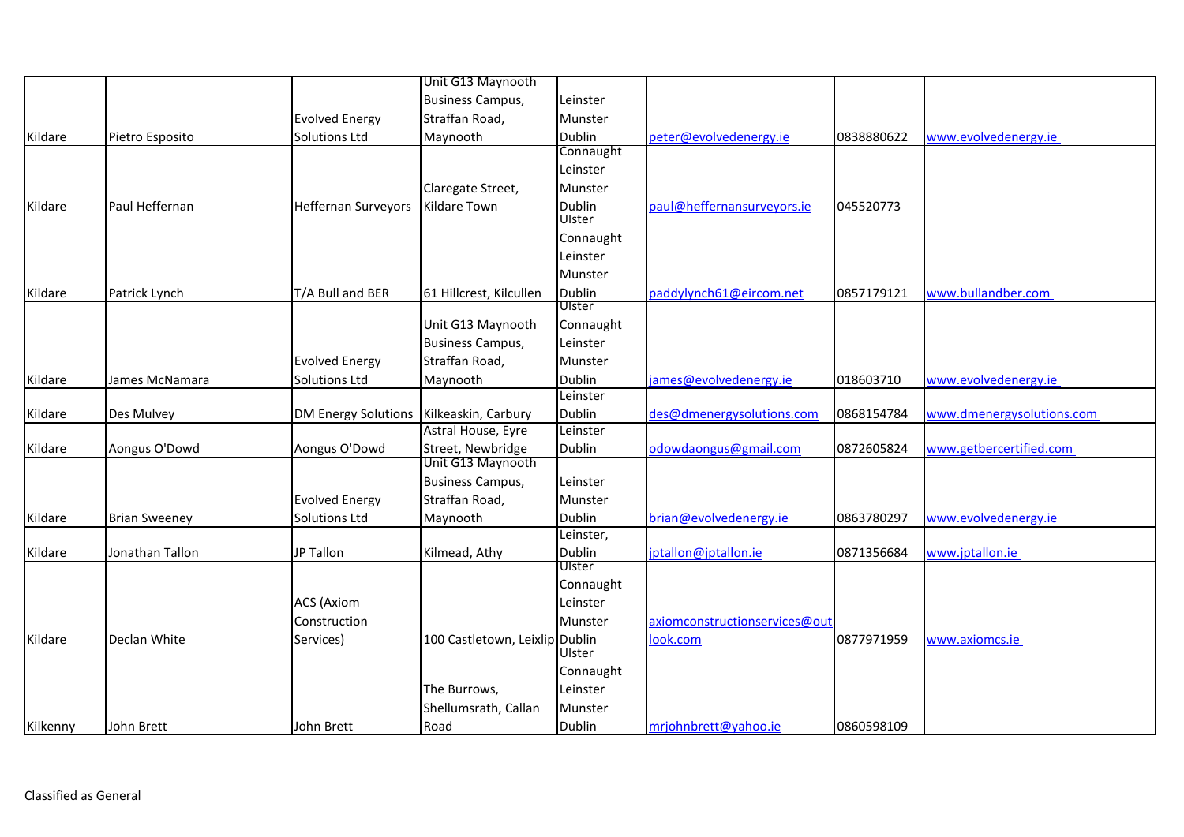| | | | | | | | |
|---|---|---|---|---|---|---|---|
| Kildare | Pietro Esposito | Evolved Energy Solutions Ltd | Unit G13 Maynooth Business Campus, Straffan Road, Maynooth | Leinster Munster Dublin | peter@evolvedenergy.ie | 0838880622 | www.evolvedenergy.ie |
| Kildare | Paul Heffernan | Heffernan Surveyors | Claregate Street, Kildare Town | Connaught Leinster Munster Dublin | paul@heffernansurveyors.ie | 045520773 | |
| Kildare | Patrick Lynch | T/A Bull and BER | 61 Hillcrest, Kilcullen | Ulster Connaught Leinster Munster Dublin | paddylynch61@eircom.net | 0857179121 | www.bullandber.com |
| Kildare | James McNamara | Evolved Energy Solutions Ltd | Unit G13 Maynooth Business Campus, Straffan Road, Maynooth | Ulster Connaught Leinster Munster Dublin | james@evolvedenergy.ie | 018603710 | www.evolvedenergy.ie |
| Kildare | Des Mulvey | DM Energy Solutions | Kilkeaskin, Carbury | Leinster Dublin | des@dmenergysolutions.com | 0868154784 | www.dmenergysolutions.com |
| Kildare | Aongus O'Dowd | Aongus O'Dowd | Astral House, Eyre Street, Newbridge | Leinster Dublin | odowdaongus@gmail.com | 0872605824 | www.getbercertified.com |
| Kildare | Brian Sweeney | Evolved Energy Solutions Ltd | Unit G13 Maynooth Business Campus, Straffan Road, Maynooth | Leinster Munster Dublin | brian@evolvedenergy.ie | 0863780297 | www.evolvedenergy.ie |
| Kildare | Jonathan Tallon | JP Tallon | Kilmead, Athy | Leinster, Dublin | jptallon@jptallon.ie | 0871356684 | www.jptallon.ie |
| Kildare | Declan White | ACS (Axiom Construction Services) | 100 Castletown, Leixlip | Ulster Connaught Leinster Munster Dublin | axiomconstructionservices@outlook.com | 0877971959 | www.axiomcs.ie |
| Kilkenny | John Brett | John Brett | The Burrows, Shellumsrath, Callan Road | Ulster Connaught Leinster Munster Dublin | mrjohnbrett@yahoo.ie | 0860598109 | |

Classified as General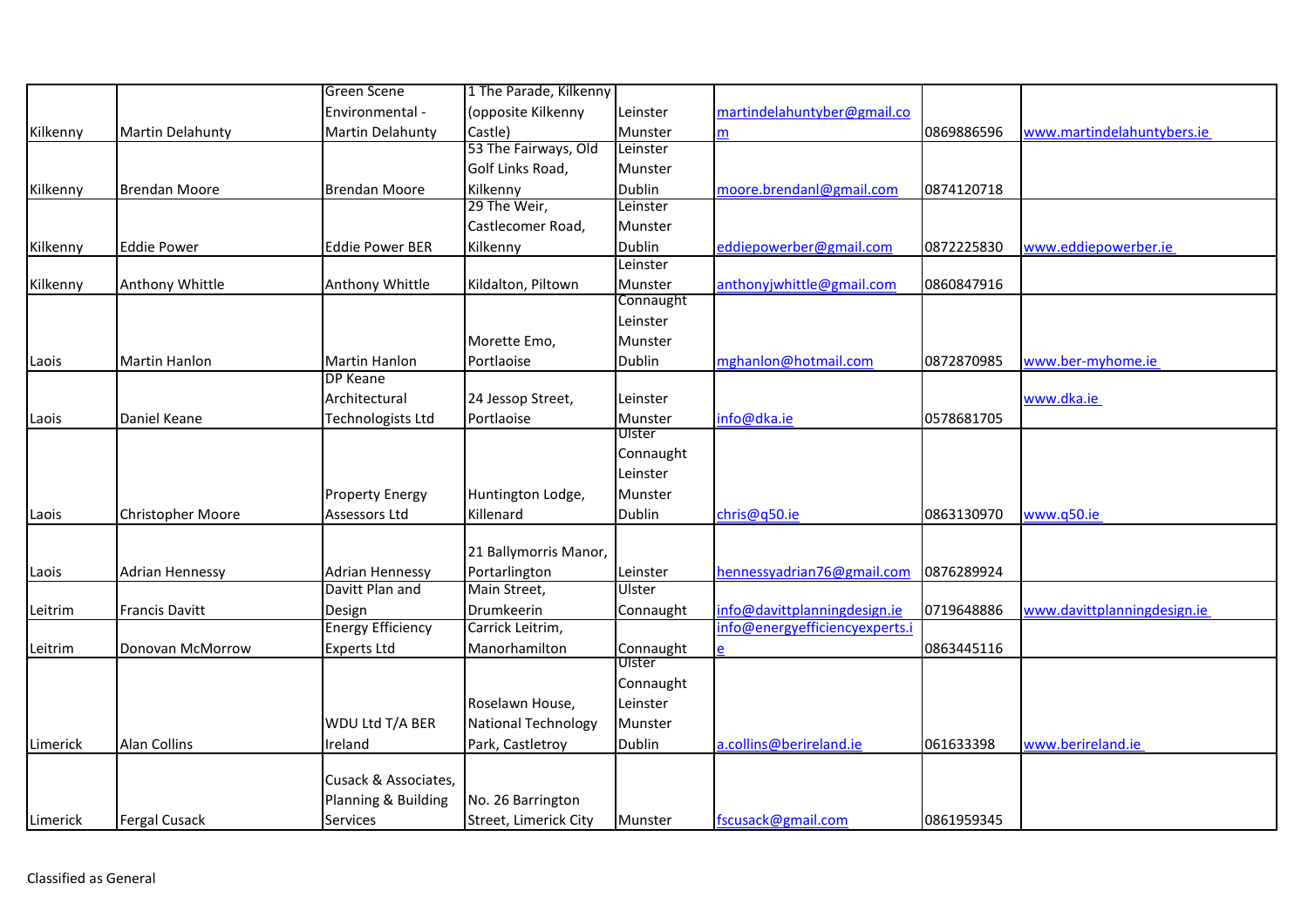| | | | | | | | |
|---|---|---|---|---|---|---|---|
| Kilkenny | Martin Delahunty | Green Scene Environmental - Martin Delahunty | 1 The Parade, Kilkenny (opposite Kilkenny Castle) | Leinster Munster | martindelahuntyber@gmail.com | 0869886596 | www.martindelahuntybers.ie |
| Kilkenny | Brendan Moore | Brendan Moore | 53 The Fairways, Old Golf Links Road, Kilkenny | Leinster Munster Dublin | moore.brendanl@gmail.com | 0874120718 | |
| Kilkenny | Eddie Power | Eddie Power BER | 29 The Weir, Castlecomer Road, Kilkenny | Leinster Munster Dublin | eddiepowerber@gmail.com | 0872225830 | www.eddiepowerber.ie |
| Kilkenny | Anthony Whittle | Anthony Whittle | Kildalton, Piltown | Leinster Munster | anthonyjwhittle@gmail.com | 0860847916 | |
| Laois | Martin Hanlon | Martin Hanlon | Morette Emo, Portlaoise | Connaught Leinster Munster Dublin | mghanlon@hotmail.com | 0872870985 | www.ber-myhome.ie |
| Laois | Daniel Keane | DP Keane Architectural Technologists Ltd | 24 Jessop Street, Portlaoise | Leinster Munster | info@dka.ie | 0578681705 | www.dka.ie |
| Laois | Christopher Moore | Property Energy Assessors Ltd | Huntington Lodge, Killenard | Ulster Connaught Leinster Munster Dublin | chris@q50.ie | 0863130970 | www.q50.ie |
| Laois | Adrian Hennessy | Adrian Hennessy | 21 Ballymorris Manor, Portarlington | Leinster | hennessyadrian76@gmail.com | 0876289924 | |
| Leitrim | Francis Davitt | Davitt Plan and Design | Main Street, Drumkeerin | Ulster Connaught | info@davittplanningdesign.ie | 0719648886 | www.davittplanningdesign.ie |
| Leitrim | Donovan McMorrow | Energy Efficiency Experts Ltd | Carrick Leitrim, Manorhamilton | Connaught | info@energyefficiencyexperts.ie | 0863445116 | |
| Limerick | Alan Collins | WDU Ltd T/A BER Ireland | Roselawn House, National Technology Park, Castletroy | Ulster Connaught Leinster Munster Dublin | a.collins@berireland.ie | 061633398 | www.berireland.ie |
| Limerick | Fergal Cusack | Cusack & Associates, Planning & Building Services | No. 26 Barrington Street, Limerick City | Munster | fscusack@gmail.com | 0861959345 | |

Classified as General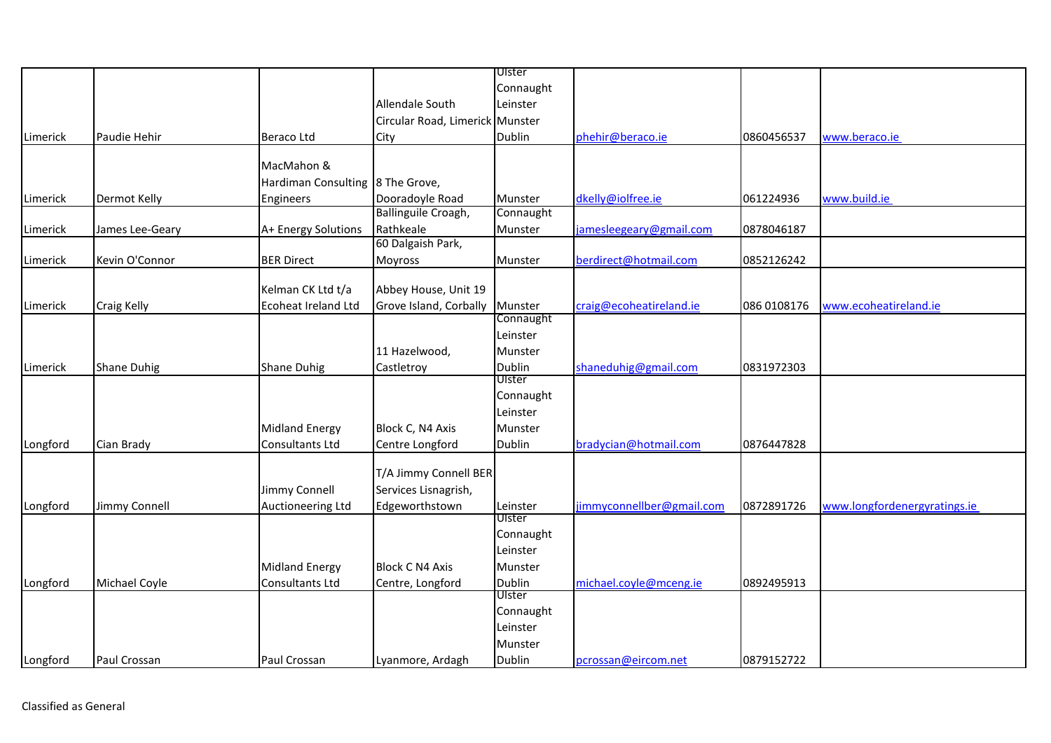| | | | | | | | |
|---|---|---|---|---|---|---|---|
| Limerick | Paudie Hehir | Beraco Ltd | Allendale South Circular Road, Limerick City | Ulster Connaught Leinster Munster Dublin | phehir@beraco.ie | 0860456537 | www.beraco.ie |
| Limerick | Dermot Kelly | MacMahon & Hardiman Consulting Engineers | 8 The Grove, Dooradoyle Road | Munster | dkelly@iolfree.ie | 061224936 | www.build.ie |
| Limerick | James Lee-Geary | A+ Energy Solutions | Ballinguile Croagh, Rathkeale | Connaught Munster | jamesleegeary@gmail.com | 0878046187 | |
| Limerick | Kevin O'Connor | BER Direct | 60 Dalgaish Park, Moyross | Munster | berdirect@hotmail.com | 0852126242 | |
| Limerick | Craig Kelly | Kelman CK Ltd t/a Ecoheat Ireland Ltd | Abbey House, Unit 19 Grove Island, Corbally | Munster | craig@ecoheatireland.ie | 086 0108176 | www.ecoheatireland.ie |
| Limerick | Shane Duhig | Shane Duhig | 11 Hazelwood, Castletroy | Connaught Leinster Munster Dublin | shaneduhig@gmail.com | 0831972303 | |
| Longford | Cian Brady | Midland Energy Consultants Ltd | Block C, N4 Axis Centre Longford | Ulster Connaught Leinster Munster Dublin | bradycian@hotmail.com | 0876447828 | |
| Longford | Jimmy Connell | Jimmy Connell Auctioneering Ltd | T/A Jimmy Connell BER Services Lisnagrish, Edgeworthstown | Leinster | jimmyconnellber@gmail.com | 0872891726 | www.longfordenergyratings.ie |
| Longford | Michael Coyle | Midland Energy Consultants Ltd | Block C N4 Axis Centre, Longford | Ulster Connaught Leinster Munster Dublin | michael.coyle@mceng.ie | 0892495913 | |
| Longford | Paul Crossan | Paul Crossan | Lyanmore, Ardagh | Ulster Connaught Leinster Munster Dublin | pcrossan@eircom.net | 0879152722 | |

Classified as General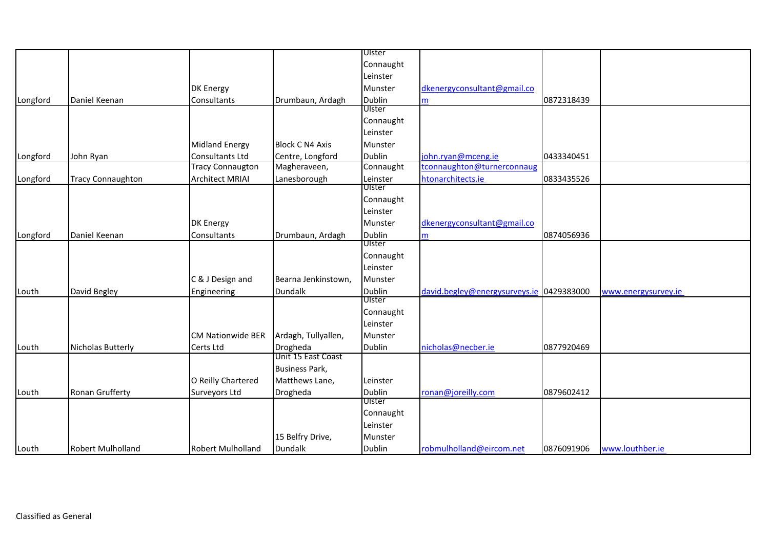| | | | | | | | |
|---|---|---|---|---|---|---|---|
| Longford | Daniel Keenan | DK Energy Consultants | Drumbaun, Ardagh | Ulster Connaught Leinster Munster Dublin | dkenergyconsultant@gmail.com | 0872318439 | |
| Longford | John Ryan | Midland Energy Consultants Ltd | Block C N4 Axis Centre, Longford | Ulster Connaught Leinster Munster Dublin | john.ryan@mceng.ie | 0433340451 | |
| Longford | Tracy Connaughton | Tracy Connaugton Architect MRIAI | Magheraveen, Lanesborough | Connaught Leinster | tconnaughton@turnerconnaughtonarchitects.ie | 0833435526 | |
| Longford | Daniel Keenan | DK Energy Consultants | Drumbaun, Ardagh | Ulster Connaught Leinster Munster Dublin | dkenergyconsultant@gmail.com | 0874056936 | |
| Louth | David Begley | C & J Design and Engineering | Bearna Jenkinstown, Dundalk | Ulster Connaught Leinster Munster Dublin | david.begley@energysurveys.ie | 0429383000 | www.energysurvey.ie |
| Louth | Nicholas Butterly | CM Nationwide BER Certs Ltd | Ardagh, Tullyallen, Drogheda | Ulster Connaught Leinster Munster Dublin | nicholas@necber.ie | 0877920469 | |
| Louth | Ronan Grufferty | O Reilly Chartered Surveyors Ltd | Unit 15 East Coast Business Park, Matthews Lane, Drogheda | Leinster Dublin | ronan@joreilly.com | 0879602412 | |
| Louth | Robert Mulholland | Robert Mulholland | 15 Belfry Drive, Dundalk | Ulster Connaught Leinster Munster Dublin | robmulholland@eircom.net | 0876091906 | www.louthber.ie |

Classified as General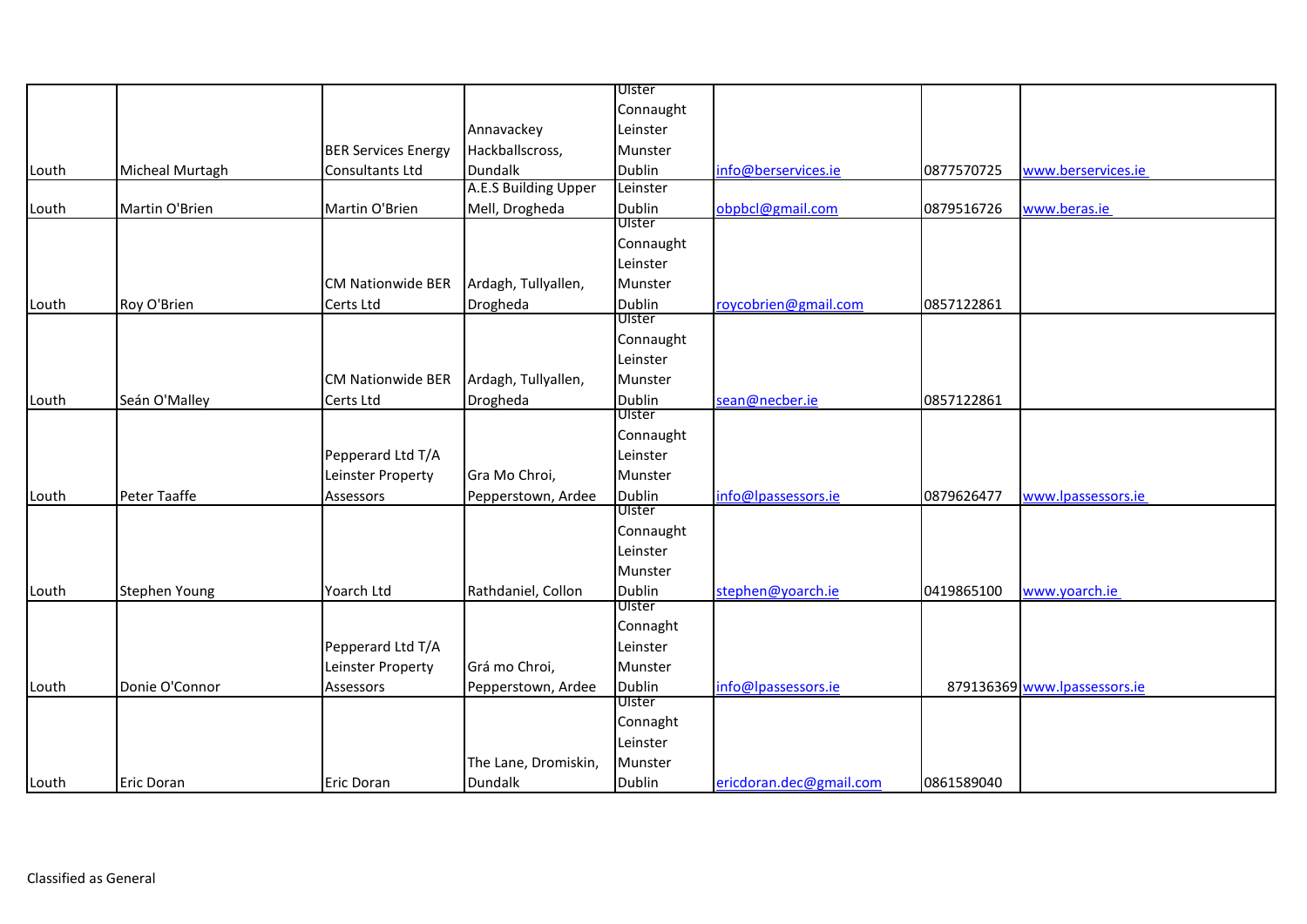| | | | | | | | |
|---|---|---|---|---|---|---|---|
| Louth | Micheal Murtagh | BER Services Energy Consultants Ltd | Annavackey Hackballscross, Dundalk | Ulster Connaught Leinster Munster Dublin | info@berservices.ie | 0877570725 | www.berservices.ie |
| Louth | Martin O'Brien | Martin O'Brien | A.E.S Building Upper Mell, Drogheda | Leinster Dublin | obpbcl@gmail.com | 0879516726 | www.beras.ie |
| Louth | Roy O'Brien | CM Nationwide BER Certs Ltd | Ardagh, Tullyallen, Drogheda | Ulster Connaught Leinster Munster Dublin | roycobrien@gmail.com | 0857122861 | |
| Louth | Seán O'Malley | CM Nationwide BER Certs Ltd | Ardagh, Tullyallen, Drogheda | Ulster Connaught Leinster Munster Dublin | sean@necber.ie | 0857122861 | |
| Louth | Peter Taaffe | Pepperard Ltd T/A Leinster Property Assessors | Gra Mo Chroi, Pepperstown, Ardee | Ulster Connaught Leinster Munster Dublin | info@lpassessors.ie | 0879626477 | www.lpassessors.ie |
| Louth | Stephen Young | Yoarch Ltd | Rathdaniel, Collon | Ulster Connaught Leinster Munster Dublin | stephen@yoarch.ie | 0419865100 | www.yoarch.ie |
| Louth | Donie O'Connor | Pepperard Ltd T/A Leinster Property Assessors | Grá mo Chroi, Pepperstown, Ardee | Ulster Connaght Leinster Munster Dublin | info@lpassessors.ie | 879136369 | www.lpassessors.ie |
| Louth | Eric Doran | Eric Doran | The Lane, Dromiskin, Dundalk | Ulster Connaght Leinster Munster Dublin | ericdoran.dec@gmail.com | 0861589040 | |

Classified as General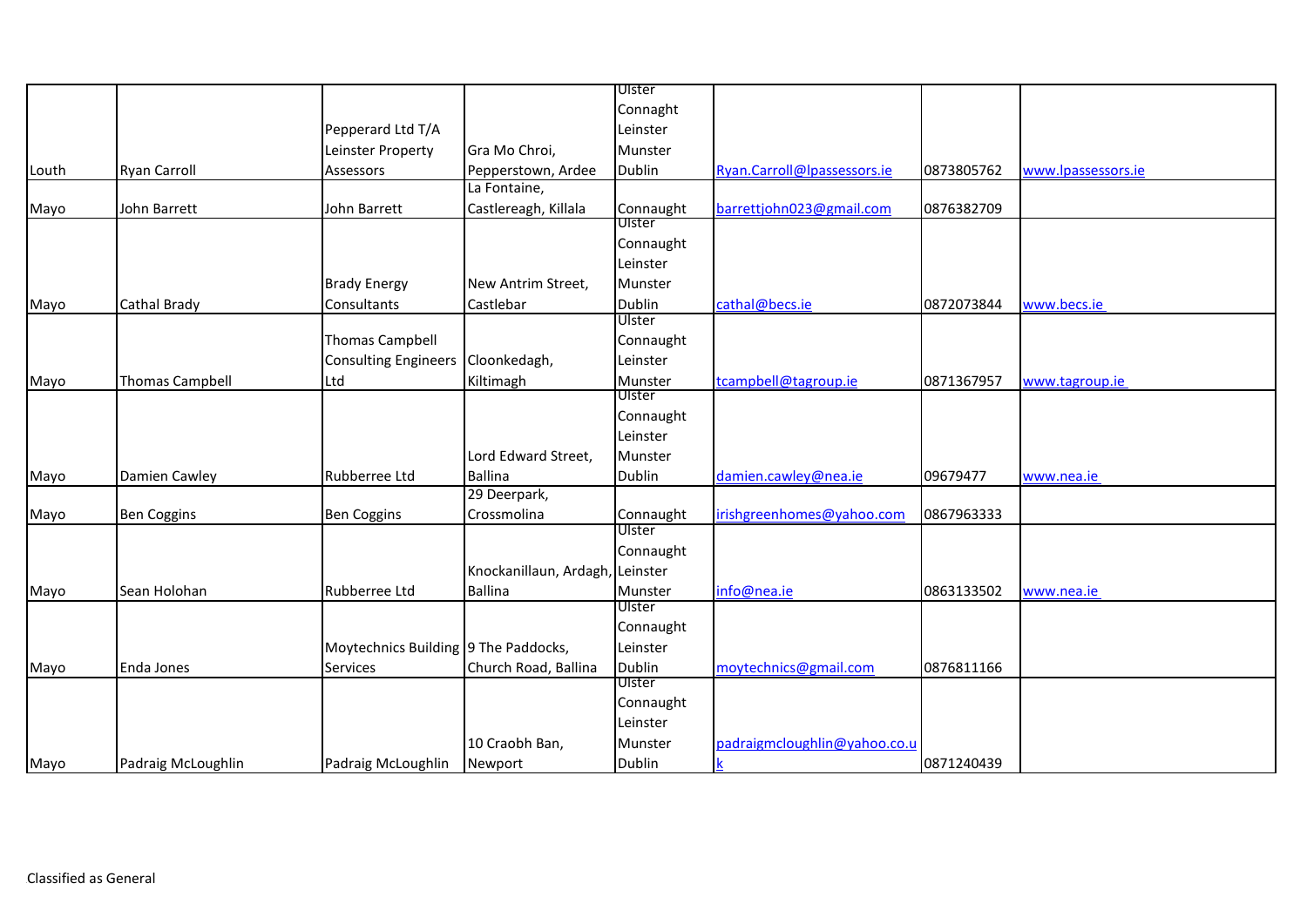| | | | | | | | |
|---|---|---|---|---|---|---|---|
| Louth | Ryan Carroll | Pepperard Ltd T/A Leinster Property Assessors | Gra Mo Chroi, Pepperstown, Ardee | Ulster Connaght Leinster Munster Dublin | Ryan.Carroll@lpassessors.ie | 0873805762 | www.lpassessors.ie |
| Mayo | John Barrett | John Barrett | La Fontaine, Castlereagh, Killala | Connaught | barrettjohn023@gmail.com | 0876382709 | |
| Mayo | Cathal Brady | Brady Energy Consultants | New Antrim Street, Castlebar | Ulster Connaught Leinster Munster Dublin | cathal@becs.ie | 0872073844 | www.becs.ie |
| Mayo | Thomas Campbell | Thomas Campbell Consulting Engineers Ltd | Cloonkedagh, Kiltimagh | Ulster Connaught Leinster Munster | tcampbell@tagroup.ie | 0871367957 | www.tagroup.ie |
| Mayo | Damien Cawley | Rubberree Ltd | Lord Edward Street, Ballina | Ulster Connaught Leinster Munster Dublin | damien.cawley@nea.ie | 09679477 | www.nea.ie |
| Mayo | Ben Coggins | Ben Coggins | 29 Deerpark, Crossmolina | Connaught | irishgreenhomes@yahoo.com | 0867963333 | |
| Mayo | Sean Holohan | Rubberree Ltd | Knockanillaun, Ardagh, Ballina | Ulster Connaught Leinster Munster | info@nea.ie | 0863133502 | www.nea.ie |
| Mayo | Enda Jones | Moytechnics Building Services | 9 The Paddocks, Church Road, Ballina | Ulster Connaught Leinster Dublin | moytechnics@gmail.com | 0876811166 | |
| Mayo | Padraig McLoughlin | Padraig McLoughlin | 10 Craobh Ban, Newport | Ulster Connaught Leinster Munster Dublin | padraigmcloughlin@yahoo.co.uk | 0871240439 | |

Classified as General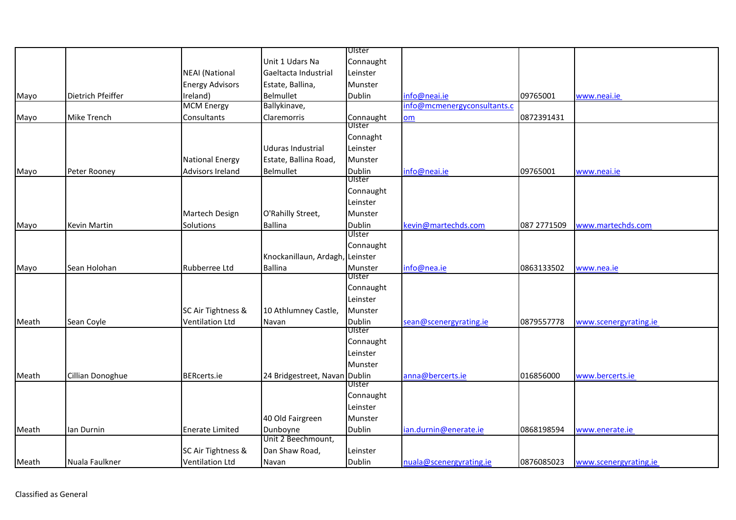| | | | | | | | |
|---|---|---|---|---|---|---|---|
| Mayo | Dietrich Pfeiffer | NEAI (National Energy Advisors Ireland) | Unit 1 Udars Na Gaeltacta Industrial Estate, Ballina, Belmullet | Ulster Connaught Leinster Munster Dublin | info@neai.ie | 09765001 | www.neai.ie |
| Mayo | Mike Trench | MCM Energy Consultants | Ballykinave, Claremorris | Connaught | info@mcmenergyconsultants.com | 0872391431 | |
| Mayo | Peter Rooney | National Energy Advisors Ireland | Uduras Industrial Estate, Ballina Road, Belmullet | Ulster Connaght Leinster Munster Dublin | info@neai.ie | 09765001 | www.neai.ie |
| Mayo | Kevin Martin | Martech Design Solutions | O'Rahilly Street, Ballina | Ulster Connaught Leinster Munster Dublin | kevin@martechds.com | 087 2771509 | www.martechds.com |
| Mayo | Sean Holohan | Rubberree Ltd | Knockanillaun, Ardagh, Ballina | Ulster Connaught Leinster Munster | info@nea.ie | 0863133502 | www.nea.ie |
| Meath | Sean Coyle | SC Air Tightness & Ventilation Ltd | 10 Athlumney Castle, Navan | Ulster Connaught Leinster Munster Dublin | sean@scenergyrating.ie | 0879557778 | www.scenergyrating.ie |
| Meath | Cillian Donoghue | BERcerts.ie | 24 Bridgestreet, Navan | Ulster Connaught Leinster Munster Dublin | anna@bercerts.ie | 016856000 | www.bercerts.ie |
| Meath | Ian Durnin | Enerate Limited | 40 Old Fairgreen Dunboyne | Ulster Connaught Leinster Munster Dublin | ian.durnin@enerate.ie | 0868198594 | www.enerate.ie |
| Meath | Nuala Faulkner | SC Air Tightness & Ventilation Ltd | Unit 2 Beechmount, Dan Shaw Road, Navan | Leinster Dublin | nuala@scenergyrating.ie | 0876085023 | www.scenergyrating.ie |

Classified as General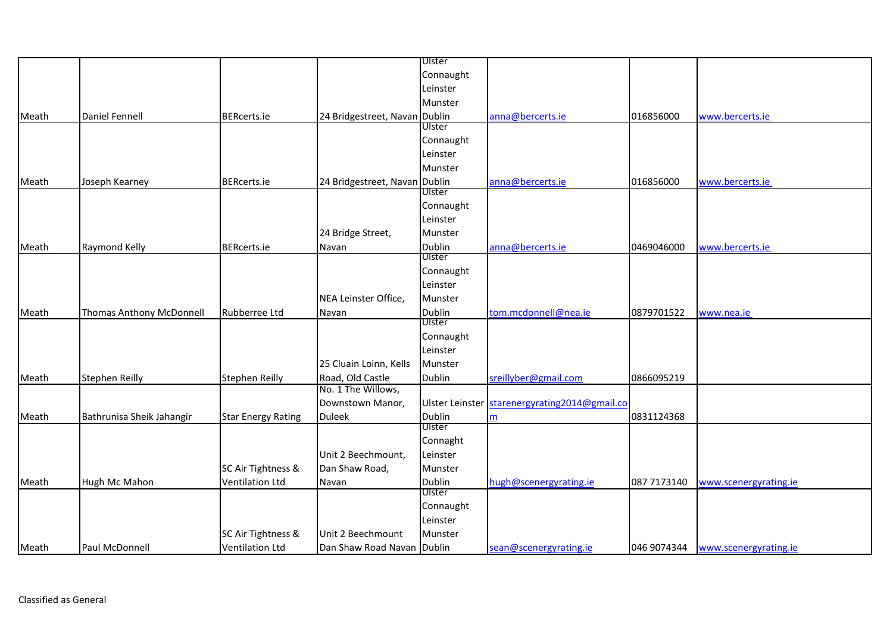| | | | | | | | |
|---|---|---|---|---|---|---|---|
| Meath | Daniel Fennell | BERcerts.ie | 24 Bridgestreet, Navan | Ulster Connaught Leinster Munster Dublin | anna@bercerts.ie | 016856000 | www.bercerts.ie |
| Meath | Joseph Kearney | BERcerts.ie | 24 Bridgestreet, Navan | Ulster Connaught Leinster Munster Dublin | anna@bercerts.ie | 016856000 | www.bercerts.ie |
| Meath | Raymond Kelly | BERcerts.ie | 24 Bridge Street, Navan | Ulster Connaught Leinster Munster Dublin | anna@bercerts.ie | 0469046000 | www.bercerts.ie |
| Meath | Thomas Anthony McDonnell | Rubberree Ltd | NEA Leinster Office, Navan | Ulster Connaught Leinster Munster Dublin | tom.mcdonnell@nea.ie | 0879701522 | www.nea.ie |
| Meath | Stephen Reilly | Stephen Reilly | 25 Cluain Loinn, Kells Road, Old Castle | Ulster Connaught Leinster Munster Dublin | sreillyber@gmail.com | 0866095219 | |
| Meath | Bathrunisa Sheik Jahangir | Star Energy Rating | No. 1 The Willows, Downstown Manor, Duleek | Ulster Leinster Dublin | starenergyrating2014@gmail.com | 0831124368 | |
| Meath | Hugh Mc Mahon | SC Air Tightness & Ventilation Ltd | Unit 2 Beechmount, Dan Shaw Road, Navan | Ulster Connaght Leinster Munster Dublin | hugh@scenergyrating.ie | 087 7173140 | www.scenergyrating.ie |
| Meath | Paul McDonnell | SC Air Tightness & Ventilation Ltd | Unit 2 Beechmount Dan Shaw Road Navan | Ulster Connaught Leinster Munster Dublin | sean@scenergyrating.ie | 046 9074344 | www.scenergyrating.ie |

Classified as General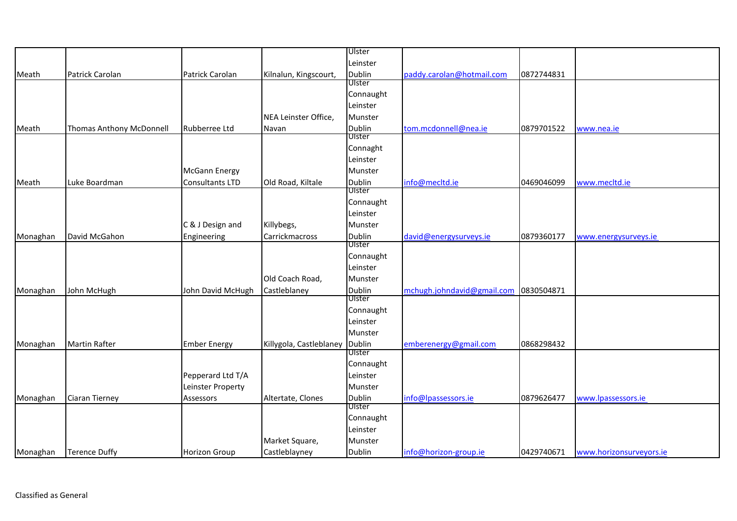| | | | | | | | |
|---|---|---|---|---|---|---|---|
| Meath | Patrick Carolan | Patrick Carolan | Kilnalun, Kingscourt, | Ulster Leinster Dublin | paddy.carolan@hotmail.com | 0872744831 | |
| Meath | Thomas Anthony McDonnell | Rubberree Ltd | NEA Leinster Office, Navan | Ulster Connaught Leinster Munster Dublin | tom.mcdonnell@nea.ie | 0879701522 | www.nea.ie |
| Meath | Luke Boardman | McGann Energy Consultants LTD | Old Road, Kiltale | Ulster Connaght Leinster Munster Dublin | info@mecltd.ie | 0469046099 | www.mecltd.ie |
| Monaghan | David McGahon | C & J Design and Engineering | Killybegs, Carrickmacross | Ulster Connaught Leinster Munster Dublin | david@energysurveys.ie | 0879360177 | www.energysurveys.ie |
| Monaghan | John McHugh | John David McHugh | Old Coach Road, Castleblaney | Ulster Connaught Leinster Munster Dublin | mchugh.johndavid@gmail.com | 0830504871 | |
| Monaghan | Martin Rafter | Ember Energy | Killygola, Castleblaney | Ulster Connaught Leinster Munster Dublin | emberenergy@gmail.com | 0868298432 | |
| Monaghan | Ciaran Tierney | Pepperard Ltd T/A Leinster Property Assessors | Altertate, Clones | Ulster Connaught Leinster Munster Dublin | info@lpassessors.ie | 0879626477 | www.lpassessors.ie |
| Monaghan | Terence Duffy | Horizon Group | Market Square, Castleblayney | Ulster Connaught Leinster Munster Dublin | info@horizon-group.ie | 0429740671 | www.horizonsurveyors.ie |

Classified as General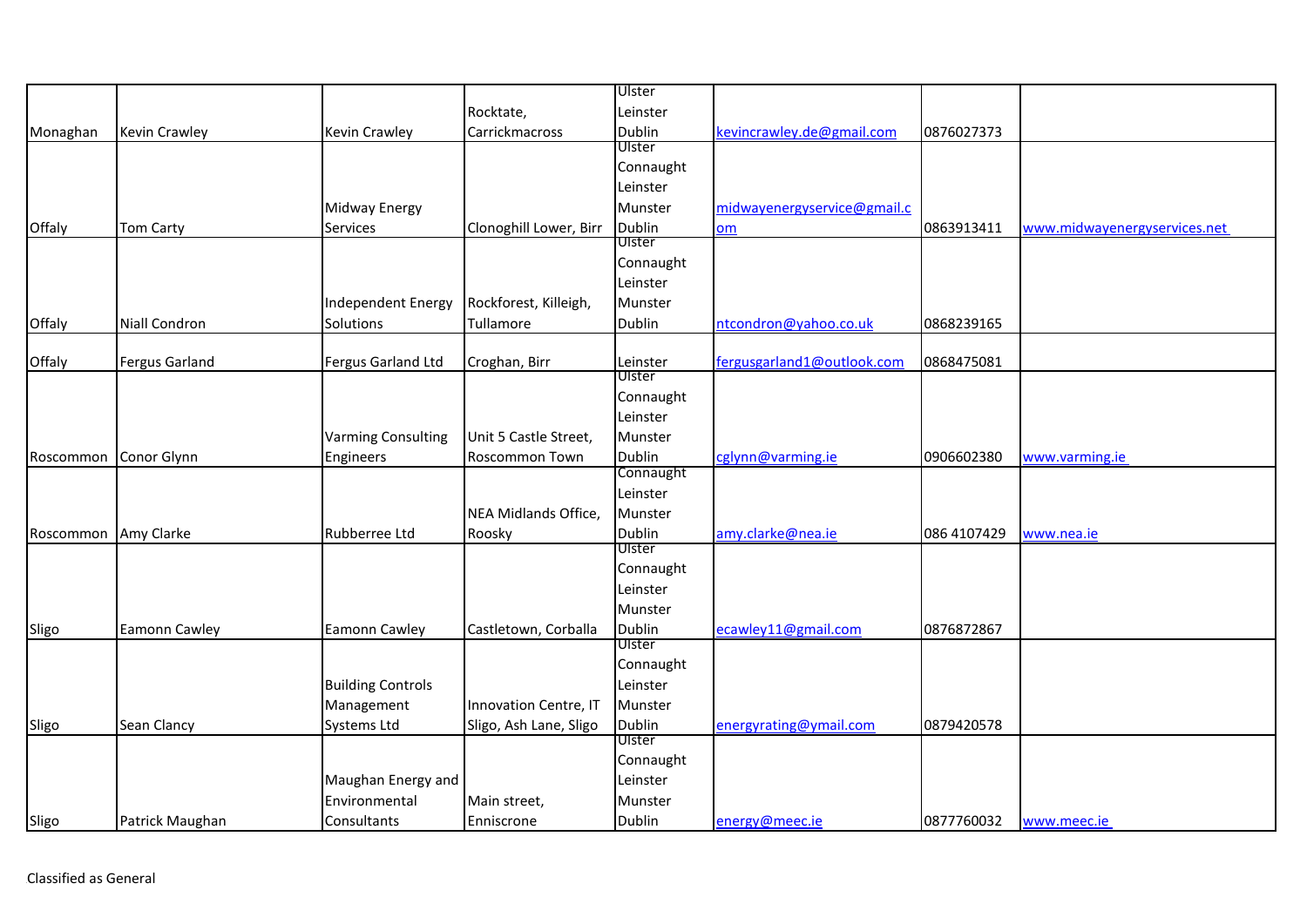| | | | | | | | |
|---|---|---|---|---|---|---|---|
| Monaghan | Kevin Crawley | Kevin Crawley | Rocktate, Carrickmacross | Ulster Leinster Dublin | kevincrawley.de@gmail.com | 0876027373 | |
| Offaly | Tom Carty | Midway Energy Services | Clonoghill Lower, Birr | Ulster Connaught Leinster Munster Dublin | midwayenergyservice@gmail.com | 0863913411 | www.midwayenergyservices.net |
| Offaly | Niall Condron | Independent Energy Solutions | Rockforest, Killeigh, Tullamore | Ulster Connaught Leinster Munster Dublin | ntcondron@yahoo.co.uk | 0868239165 | |
| Offaly | Fergus Garland | Fergus Garland Ltd | Croghan, Birr | Leinster | fergusgarland1@outlook.com | 0868475081 | |
| Roscommon | Conor Glynn | Varming Consulting Engineers | Unit 5 Castle Street, Roscommon Town | Ulster Connaught Leinster Munster Dublin | cglynn@varming.ie | 0906602380 | www.varming.ie |
| Roscommon | Amy Clarke | Rubberree Ltd | NEA Midlands Office, Roosky | Connaught Leinster Munster Dublin | amy.clarke@nea.ie | 086 4107429 | www.nea.ie |
| Sligo | Eamonn Cawley | Eamonn Cawley | Castletown, Corballa | Ulster Connaught Leinster Munster Dublin | ecawley11@gmail.com | 0876872867 | |
| Sligo | Sean Clancy | Building Controls Management Systems Ltd | Innovation Centre, IT Sligo, Ash Lane, Sligo | Ulster Connaught Leinster Munster Dublin | energyrating@ymail.com | 0879420578 | |
| Sligo | Patrick Maughan | Maughan Energy and Environmental Consultants | Main street, Enniscrone | Ulster Connaught Leinster Munster Dublin | energy@meec.ie | 0877760032 | www.meec.ie |

Classified as General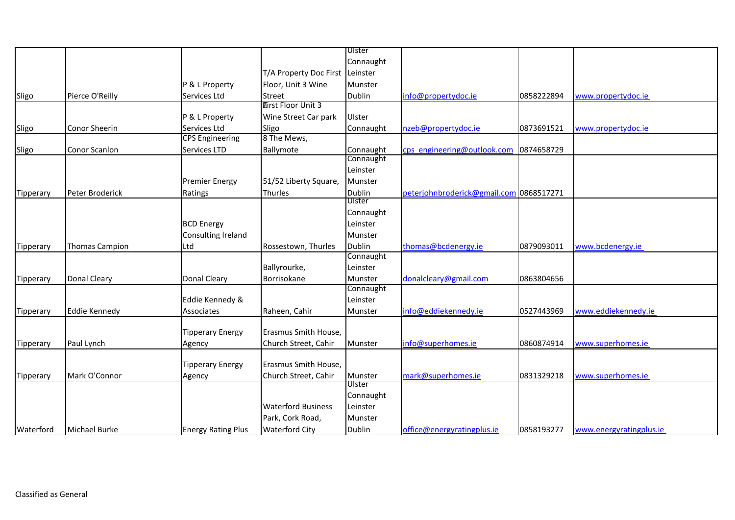| | | | | | | | |
|---|---|---|---|---|---|---|---|
| Sligo | Pierce O'Reilly | P & L Property Services Ltd | T/A Property Doc First Floor, Unit 3 Wine Street | Ulster Connaught Leinster Munster Dublin | info@propertydoc.ie | 0858222894 | www.propertydoc.ie |
| Sligo | Conor Sheerin | P & L Property Services Ltd | First Floor Unit 3 Wine Street Car park Sligo | Ulster Connaught | nzeb@propertydoc.ie | 0873691521 | www.propertydoc.ie |
| Sligo | Conor Scanlon | CPS Engineering Services LTD | 8 The Mews, Ballymote | Connaught | cps_engineering@outlook.com | 0874658729 | |
| Tipperary | Peter Broderick | Premier Energy Ratings | 51/52 Liberty Square, Thurles | Connaught Leinster Munster Dublin | peterjohnbroderick@gmail.com | 0868517271 | |
| Tipperary | Thomas Campion | BCD Energy Consulting Ireland Ltd | Rossestown, Thurles | Ulster Connaught Leinster Munster Dublin | thomas@bcdenergy.ie | 0879093011 | www.bcdenergy.ie |
| Tipperary | Donal Cleary | Donal Cleary | Ballyrourke, Borrisokane | Connaught Leinster Munster | donalcleary@gmail.com | 0863804656 | |
| Tipperary | Eddie Kennedy | Eddie Kennedy & Associates | Raheen, Cahir | Connaught Leinster Munster | info@eddiekennedy.ie | 0527443969 | www.eddiekennedy.ie |
| Tipperary | Paul Lynch | Tipperary Energy Agency | Erasmus Smith House, Church Street, Cahir | Munster | info@superhomes.ie | 0860874914 | www.superhomes.ie |
| Tipperary | Mark O'Connor | Tipperary Energy Agency | Erasmus Smith House, Church Street, Cahir | Munster | mark@superhomes.ie | 0831329218 | www.superhomes.ie |
| Waterford | Michael Burke | Energy Rating Plus | Waterford Business Park, Cork Road, Waterford City | Ulster Connaught Leinster Munster Dublin | office@energyratingplus.ie | 0858193277 | www.energyratingplus.ie |

Classified as General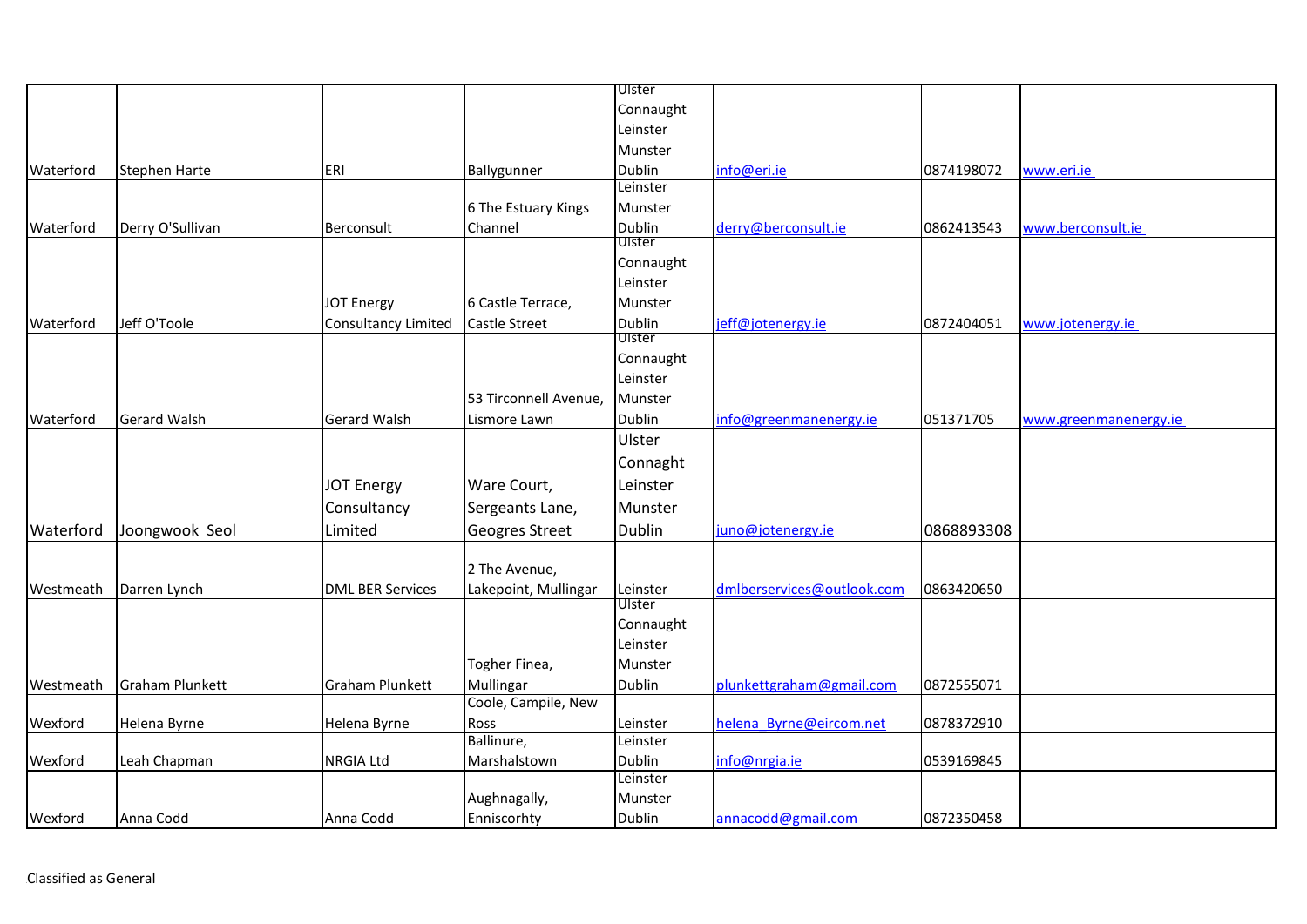| | | | | | | | |
|---|---|---|---|---|---|---|---|
| Waterford | Stephen Harte | ERI | Ballygunner | Ulster Connaught Leinster Munster Dublin | info@eri.ie | 0874198072 | www.eri.ie |
| Waterford | Derry O'Sullivan | Berconsult | 6 The Estuary Kings Channel | Leinster Munster Dublin | derry@berconsult.ie | 0862413543 | www.berconsult.ie |
| Waterford | Jeff O'Toole | JOT Energy Consultancy Limited | 6 Castle Terrace, Castle Street | Ulster Connaught Leinster Munster Dublin | jeff@jotenergy.ie | 0872404051 | www.jotenergy.ie |
| Waterford | Gerard Walsh | Gerard Walsh | 53 Tirconnell Avenue, Lismore Lawn | Ulster Connaught Leinster Munster Dublin | info@greenmanenergy.ie | 051371705 | www.greenmanenergy.ie |
| Waterford | Joongwook Seol | JOT Energy Consultancy Limited | Ware Court, Sergeants Lane, Geogres Street | Ulster Connaght Leinster Munster Dublin | juno@jotenergy.ie | 0868893308 | |
| Westmeath | Darren Lynch | DML BER Services | 2 The Avenue, Lakepoint, Mullingar | Leinster | dmlberservices@outlook.com | 0863420650 | |
| Westmeath | Graham Plunkett | Graham Plunkett | Togher Finea, Mullingar | Ulster Connaught Leinster Munster Dublin | plunkettgraham@gmail.com | 0872555071 | |
| Wexford | Helena Byrne | Helena Byrne | Coole, Campile, New Ross | Leinster | helena_Byrne@eircom.net | 0878372910 | |
| Wexford | Leah Chapman | NRGIA Ltd | Ballinure, Marshalstown | Leinster Dublin | info@nrgia.ie | 0539169845 | |
| Wexford | Anna Codd | Anna Codd | Aughnagally, Enniscorthy | Leinster Munster Dublin | annacodd@gmail.com | 0872350458 | |

Classified as General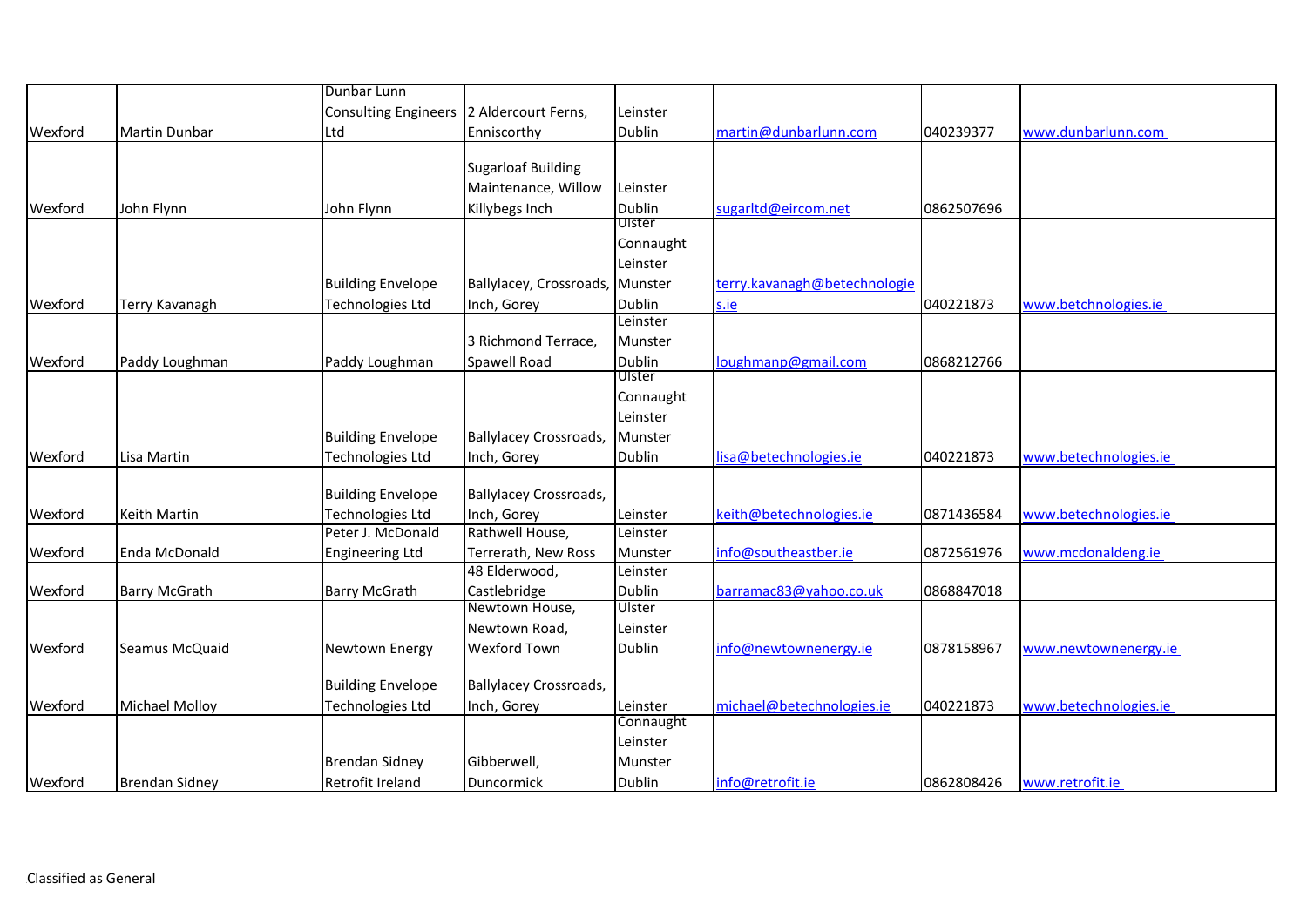| | | | | | | | |
|---|---|---|---|---|---|---|---|
| Wexford | Martin Dunbar | Dunbar Lunn Consulting Engineers Ltd | 2 Aldercourt Ferns, Enniscorthy | Leinster Dublin | martin@dunbarlunn.com | 040239377 | www.dunbarlunn.com |
| Wexford | John Flynn | John Flynn | Sugarloaf Building Maintenance, Willow Killybegs Inch | Leinster Dublin | sugarltd@eircom.net | 0862507696 | |
| Wexford | Terry Kavanagh | Building Envelope Technologies Ltd | Ballylacey, Crossroads, Inch, Gorey | Ulster Connaught Leinster Munster Dublin | terry.kavanagh@betechnologies.ie | 040221873 | www.betchnologies.ie |
| Wexford | Paddy Loughman | Paddy Loughman | 3 Richmond Terrace, Spawell Road | Leinster Munster Dublin | loughmanp@gmail.com | 0868212766 | |
| Wexford | Lisa Martin | Building Envelope Technologies Ltd | Ballylacey Crossroads, Inch, Gorey | Ulster Connaught Leinster Munster Dublin | lisa@betechnologies.ie | 040221873 | www.betechnologies.ie |
| Wexford | Keith Martin | Building Envelope Technologies Ltd | Ballylacey Crossroads, Inch, Gorey | Leinster | keith@betechnologies.ie | 0871436584 | www.betechnologies.ie |
| Wexford | Enda McDonald | Peter J. McDonald Engineering Ltd | Rathwell House, Terrerath, New Ross | Leinster Munster | info@southeastber.ie | 0872561976 | www.mcdonaldeng.ie |
| Wexford | Barry McGrath | Barry McGrath | 48 Elderwood, Castlebridge | Leinster Dublin | barramac83@yahoo.co.uk | 0868847018 | |
| Wexford | Seamus McQuaid | Newtown Energy | Newtown House, Newtown Road, Wexford Town | Ulster Leinster Dublin | info@newtownenergy.ie | 0878158967 | www.newtownenergy.ie |
| Wexford | Michael Molloy | Building Envelope Technologies Ltd | Ballylacey Crossroads, Inch, Gorey | Leinster | michael@betechnologies.ie | 040221873 | www.betechnologies.ie |
| Wexford | Brendan Sidney | Brendan Sidney Retrofit Ireland | Gibberwell, Duncormick | Connaught Leinster Munster Dublin | info@retrofit.ie | 0862808426 | www.retrofit.ie |

Classified as General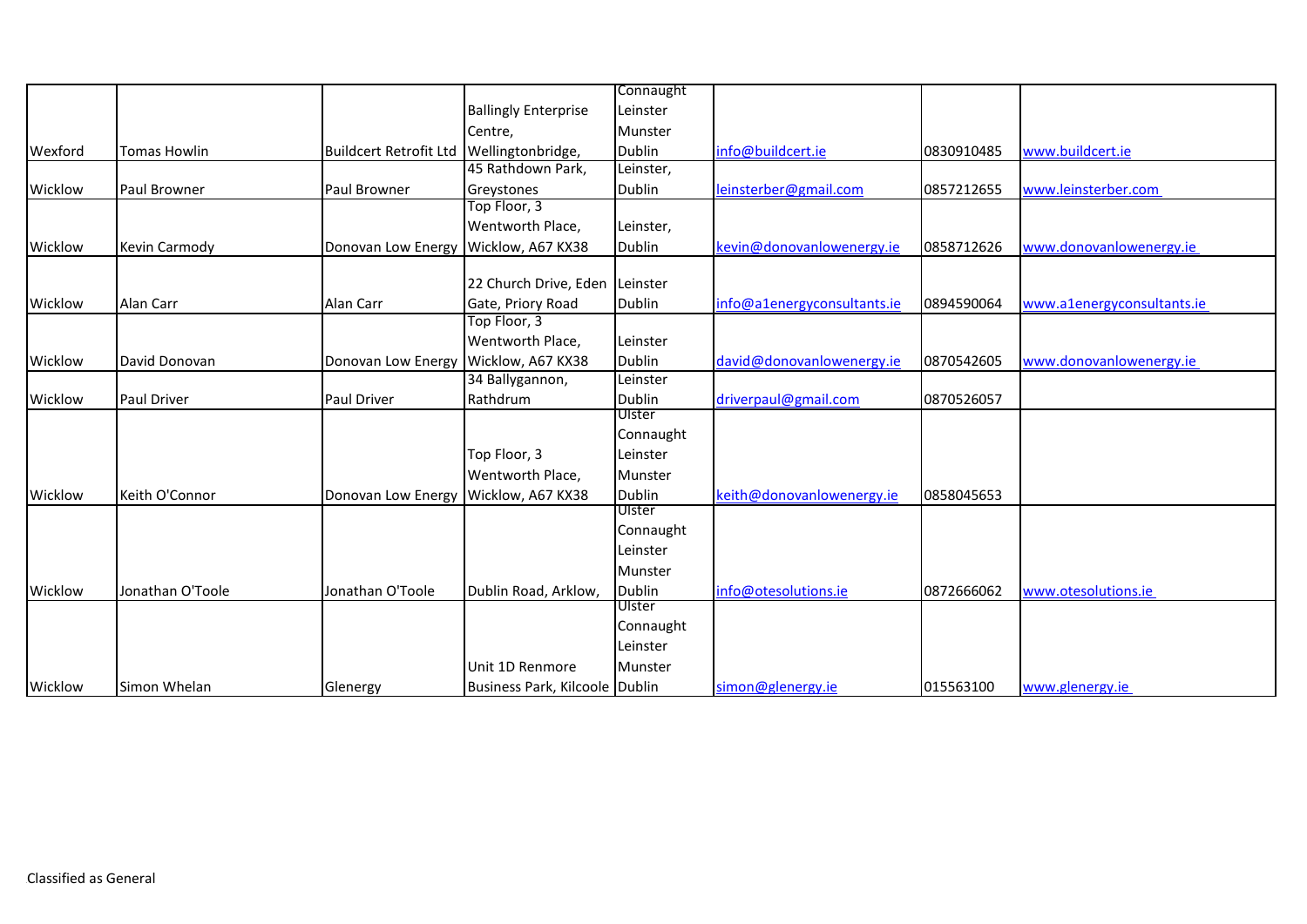| | | | | | | | |
|---|---|---|---|---|---|---|---|
| Wexford | Tomas Howlin | Buildcert Retrofit Ltd | Ballingly Enterprise Centre, Wellingtonbridge, | Connaught Leinster Munster Dublin | info@buildcert.ie | 0830910485 | www.buildcert.ie |
| Wicklow | Paul Browner | Paul Browner | 45 Rathdown Park, Greystones | Leinster, Dublin | leinsterber@gmail.com | 0857212655 | www.leinsterber.com |
| Wicklow | Kevin Carmody | Donovan Low Energy | Top Floor, 3 Wentworth Place, Wicklow, A67 KX38 | Leinster, Dublin | kevin@donovanlowenergy.ie | 0858712626 | www.donovanlowenergy.ie |
| Wicklow | Alan Carr | Alan Carr | 22 Church Drive, Eden Gate, Priory Road | Leinster Dublin | info@a1energyconsultants.ie | 0894590064 | www.a1energyconsultants.ie |
| Wicklow | David Donovan | Donovan Low Energy | Top Floor, 3 Wentworth Place, Wicklow, A67 KX38 | Leinster Dublin | david@donovanlowenergy.ie | 0870542605 | www.donovanlowenergy.ie |
| Wicklow | Paul Driver | Paul Driver | 34 Ballygannon, Rathdrum | Leinster Dublin | driverpaul@gmail.com | 0870526057 | |
| Wicklow | Keith O'Connor | Donovan Low Energy | Top Floor, 3 Wentworth Place, Wicklow, A67 KX38 | Ulster Connaught Leinster Munster Dublin | keith@donovanlowenergy.ie | 0858045653 | |
| Wicklow | Jonathan O'Toole | Jonathan O'Toole | Dublin Road, Arklow, | Ulster Connaught Leinster Munster Dublin | info@otesolutions.ie | 0872666062 | www.otesolutions.ie |
| Wicklow | Simon Whelan | Glenergy | Unit 1D Renmore Business Park, Kilcoole | Ulster Connaught Leinster Munster Dublin | simon@glenergy.ie | 015563100 | www.glenergy.ie |

Classified as General